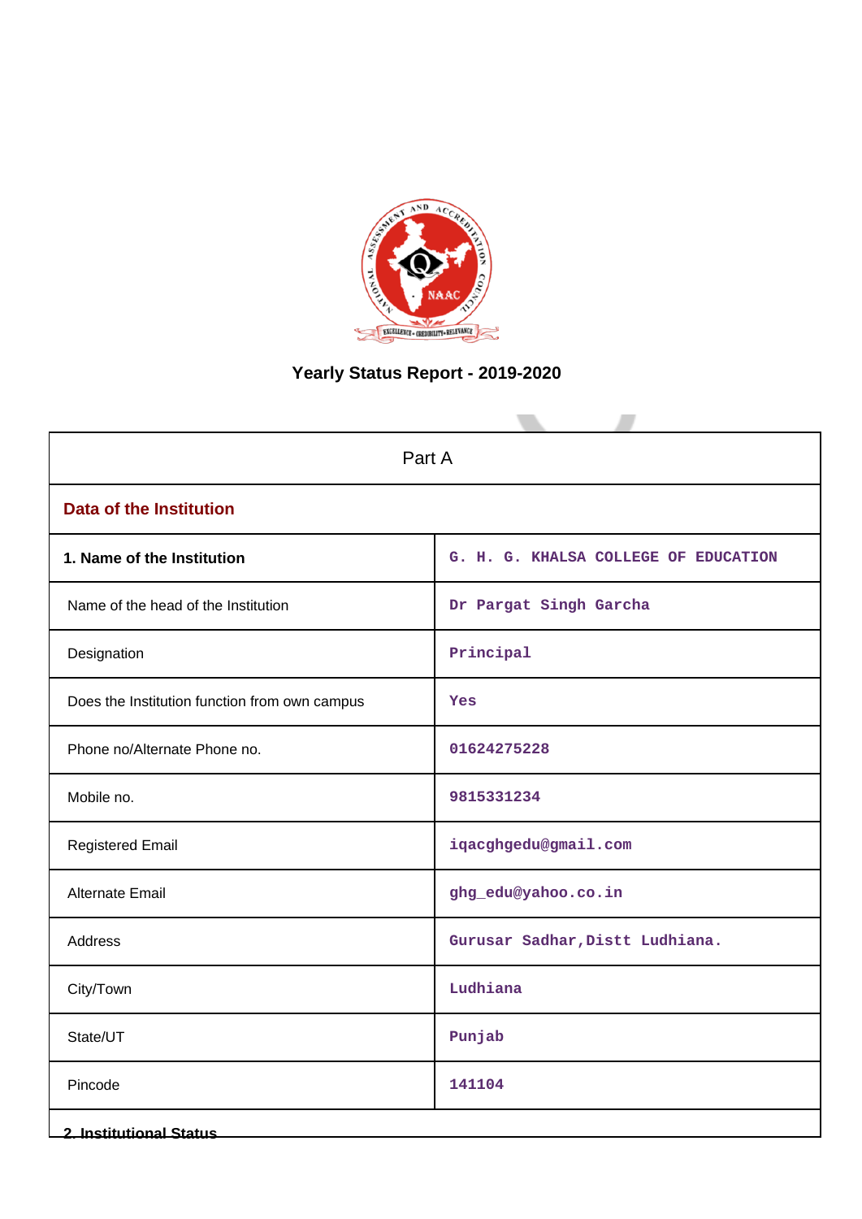# Yearly Status Report - 2019-2020

| Part A | |
|---|---|
| **Data of the Institution** | |
| **1. Name of the Institution** | G. H. G. KHALSA COLLEGE OF EDUCATION |
| Name of the head of the Institution | Dr Pargat Singh Garcha |
| Designation | Principal |
| Does the Institution function from own campus | Yes |
| Phone no/Alternate Phone no. | 01624275228 |
| Mobile no. | 9815331234 |
| Registered Email | iqacghgedu@gmail.com |
| Alternate Email | ghg_edu@yahoo.co.in |
| Address | Gurusar Sadhar,Distt Ludhiana. |
| City/Town | Ludhiana |
| State/UT | Punjab |
| Pincode | 141104 |

**2. Institutional Status**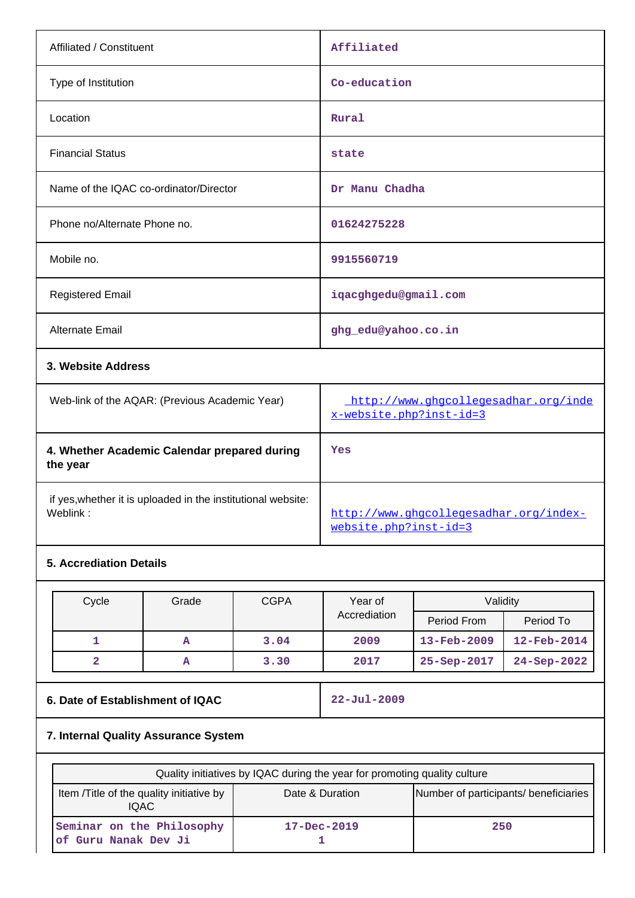| | |
|---|---|
| Affiliated / Constituent | Affiliated |
| Type of Institution | Co-education |
| Location | Rural |
| Financial Status | state |
| Name of the IQAC co-ordinator/Director | Dr Manu Chadha |
| Phone no/Alternate Phone no. | 01624275228 |
| Mobile no. | 9915560719 |
| Registered Email | iqacghgedu@gmail.com |
| Alternate Email | ghg_edu@yahoo.co.in |

**3. Website Address**

| | |
|---|---|
| Web-link of the AQAR: (Previous Academic Year) | http://www.ghgcollegesadhar.org/index-website.php?inst-id=3 |
| **4. Whether Academic Calendar prepared during the year** | Yes |
| if yes,whether it is uploaded in the institutional website: Weblink : | http://www.ghgcollegesadhar.org/index-website.php?inst-id=3 |

**5. Accrediation Details**

| Cycle | Grade | CGPA | Year of Accrediation | Validity | |
|---|---|---|---|---|---|
| | | | | Period From | Period To |
| 1 | A | 3.04 | 2009 | 13-Feb-2009 | 12-Feb-2014 |
| 2 | A | 3.30 | 2017 | 25-Sep-2017 | 24-Sep-2022 |

| | |
|---|---|
| **6. Date of Establishment of IQAC** | 22-Jul-2009 |

**7. Internal Quality Assurance System**

| Quality initiatives by IQAC during the year for promoting quality culture | | |
|---|---|---|
| Item /Title of the quality initiative by IQAC | Date & Duration | Number of participants/ beneficiaries |
| Seminar on the Philosophy of Guru Nanak Dev Ji | 17-Dec-2019 1 | 250 |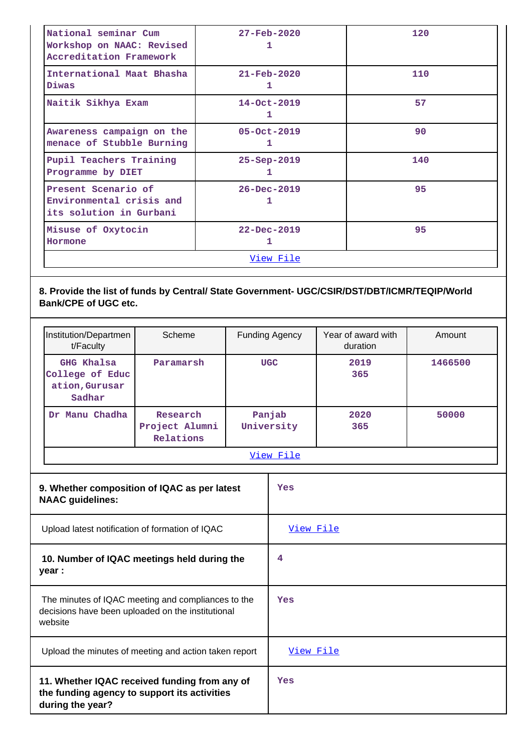| | | |
|---|---|---|
| National seminar Cum Workshop on NAAC: Revised Accreditation Framework | 27-Feb-2020<br>1 | 120 |
| International Maat Bhasha Diwas | 21-Feb-2020<br>1 | 110 |
| Naitik Sikhya Exam | 14-Oct-2019<br>1 | 57 |
| Awareness campaign on the menace of Stubble Burning | 05-Oct-2019<br>1 | 90 |
| Pupil Teachers Training Programme by DIET | 25-Sep-2019<br>1 | 140 |
| Present Scenario of Environmental crisis and its solution in Gurbani | 26-Dec-2019<br>1 | 95 |
| Misuse of Oxytocin Hormone | 22-Dec-2019<br>1 | 95 |
| View File | | |

**8. Provide the list of funds by Central/ State Government- UGC/CSIR/DST/DBT/ICMR/TEQIP/World Bank/CPE of UGC etc.**

| Institution/Department/Faculty | Scheme | Funding Agency | Year of award with duration | Amount |
|---|---|---|---|---|
| GHG Khalsa College of Education,Gurusar Sadhar | Paramarsh | UGC | 2019<br>365 | 1466500 |
| Dr Manu Chadha | Research Project Alumni Relations | Panjab University | 2020<br>365 | 50000 |
| View File | | | | |

| | |
|---|---|
| **9. Whether composition of IQAC as per latest NAAC guidelines:** | Yes |
| Upload latest notification of formation of IQAC | View File |
| **10. Number of IQAC meetings held during the year :** | 4 |
| The minutes of IQAC meeting and compliances to the decisions have been uploaded on the institutional website | Yes |
| Upload the minutes of meeting and action taken report | View File |
| **11. Whether IQAC received funding from any of the funding agency to support its activities during the year?** | Yes |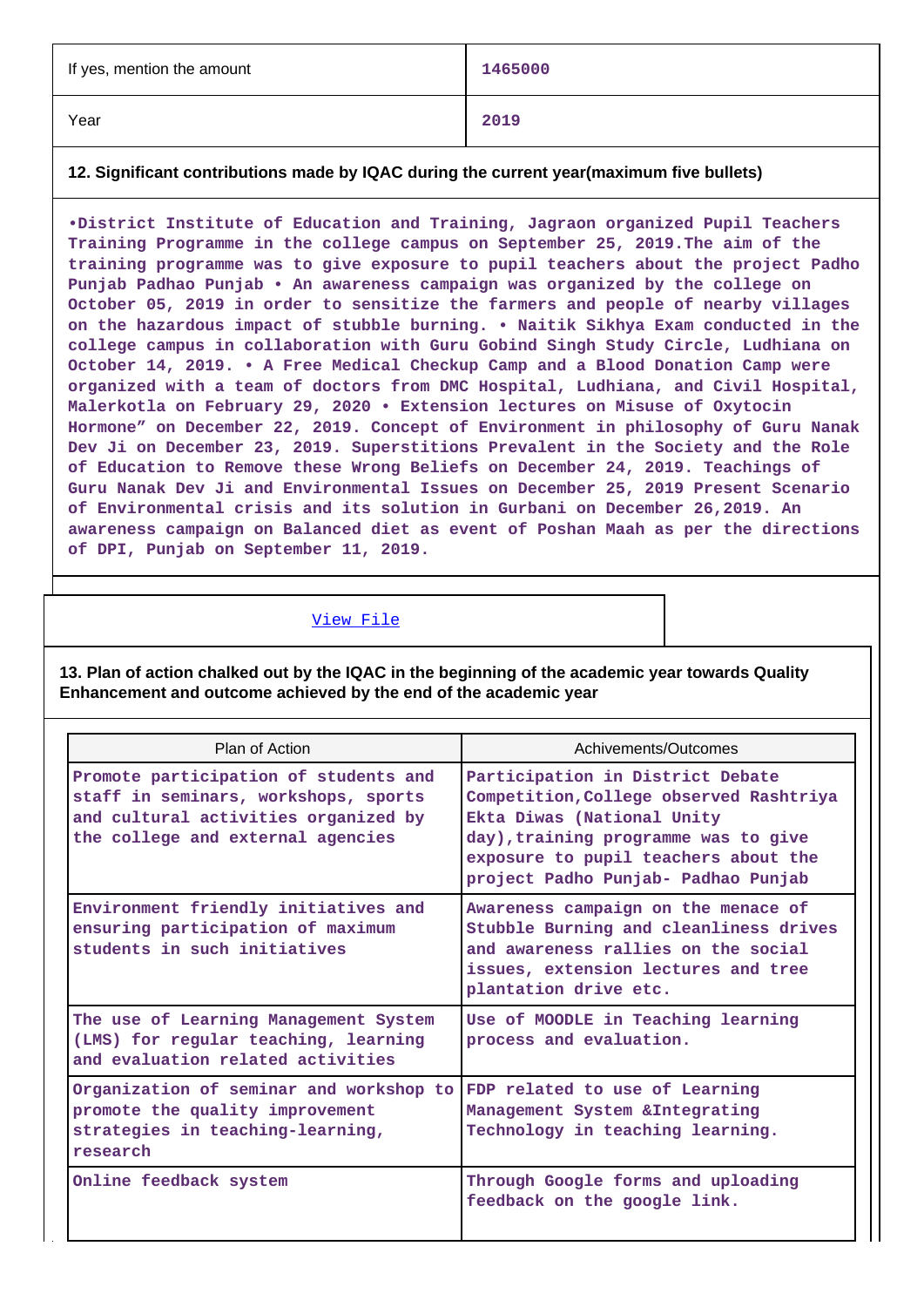| If yes, mention the amount | 1465000 |
|---|---|
| Year | 2019 |

**12. Significant contributions made by IQAC during the current year(maximum five bullets)**

•District Institute of Education and Training, Jagraon organized Pupil Teachers Training Programme in the college campus on September 25, 2019.The aim of the training programme was to give exposure to pupil teachers about the project Padho Punjab Padhao Punjab • An awareness campaign was organized by the college on October 05, 2019 in order to sensitize the farmers and people of nearby villages on the hazardous impact of stubble burning. • Naitik Sikhya Exam conducted in the college campus in collaboration with Guru Gobind Singh Study Circle, Ludhiana on October 14, 2019. • A Free Medical Checkup Camp and a Blood Donation Camp were organized with a team of doctors from DMC Hospital, Ludhiana, and Civil Hospital, Malerkotla on February 29, 2020 • Extension lectures on Misuse of Oxytocin Hormone" on December 22, 2019. Concept of Environment in philosophy of Guru Nanak Dev Ji on December 23, 2019. Superstitions Prevalent in the Society and the Role of Education to Remove these Wrong Beliefs on December 24, 2019. Teachings of Guru Nanak Dev Ji and Environmental Issues on December 25, 2019 Present Scenario of Environmental crisis and its solution in Gurbani on December 26,2019. An awareness campaign on Balanced diet as event of Poshan Maah as per the directions of DPI, Punjab on September 11, 2019.

View File

**13. Plan of action chalked out by the IQAC in the beginning of the academic year towards Quality Enhancement and outcome achieved by the end of the academic year**

| Plan of Action | Achivements/Outcomes |
|---|---|
| Promote participation of students and staff in seminars, workshops, sports and cultural activities organized by the college and external agencies | Participation in District Debate Competition,College observed Rashtriya Ekta Diwas (National Unity day),training programme was to give exposure to pupil teachers about the project Padho Punjab- Padhao Punjab |
| Environment friendly initiatives and ensuring participation of maximum students in such initiatives | Awareness campaign on the menace of Stubble Burning and cleanliness drives and awareness rallies on the social issues, extension lectures and tree plantation drive etc. |
| The use of Learning Management System (LMS) for regular teaching, learning and evaluation related activities | Use of MOODLE in Teaching learning process and evaluation. |
| Organization of seminar and workshop to promote the quality improvement strategies in teaching-learning, research | FDP related to use of Learning Management System &Integrating Technology in teaching learning. |
| Online feedback system | Through Google forms and uploading feedback on the google link. |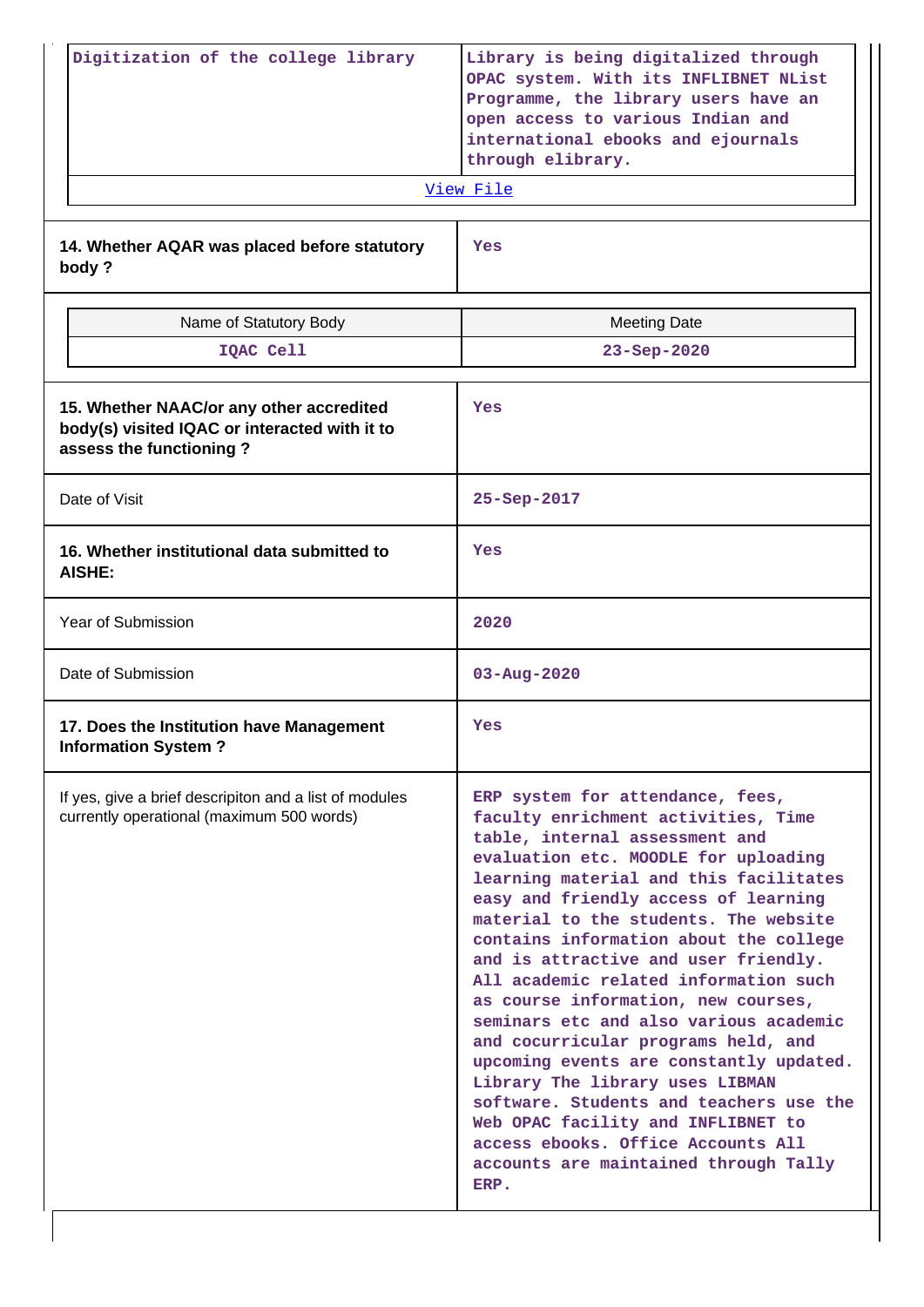| Digitization of the college library | Library is being digitalized through OPAC system. With its INFLIBNET NList Programme, the library users have an open access to various Indian and international ebooks and ejournals through elibrary. |
|---|---|
| View File | |

| 14. Whether AQAR was placed before statutory body ? | Yes |
|---|---|

| Name of Statutory Body | Meeting Date |
|---|---|
| IQAC Cell | 23-Sep-2020 |

| 15. Whether NAAC/or any other accredited body(s) visited IQAC or interacted with it to assess the functioning ? | Yes |
|---|---|
| Date of Visit | 25-Sep-2017 |
| 16. Whether institutional data submitted to AISHE: | Yes |
| Year of Submission | 2020 |
| Date of Submission | 03-Aug-2020 |
| 17. Does the Institution have Management Information System ? | Yes |
| If yes, give a brief descripiton and a list of modules currently operational (maximum 500 words) | ERP system for attendance, fees, faculty enrichment activities, Time table, internal assessment and evaluation etc. MOODLE for uploading learning material and this facilitates easy and friendly access of learning material to the students. The website contains information about the college and is attractive and user friendly. All academic related information such as course information, new courses, seminars etc and also various academic and cocurricular programs held, and upcoming events are constantly updated. Library The library uses LIBMAN software. Students and teachers use the Web OPAC facility and INFLIBNET to access ebooks. Office Accounts All accounts are maintained through Tally ERP. |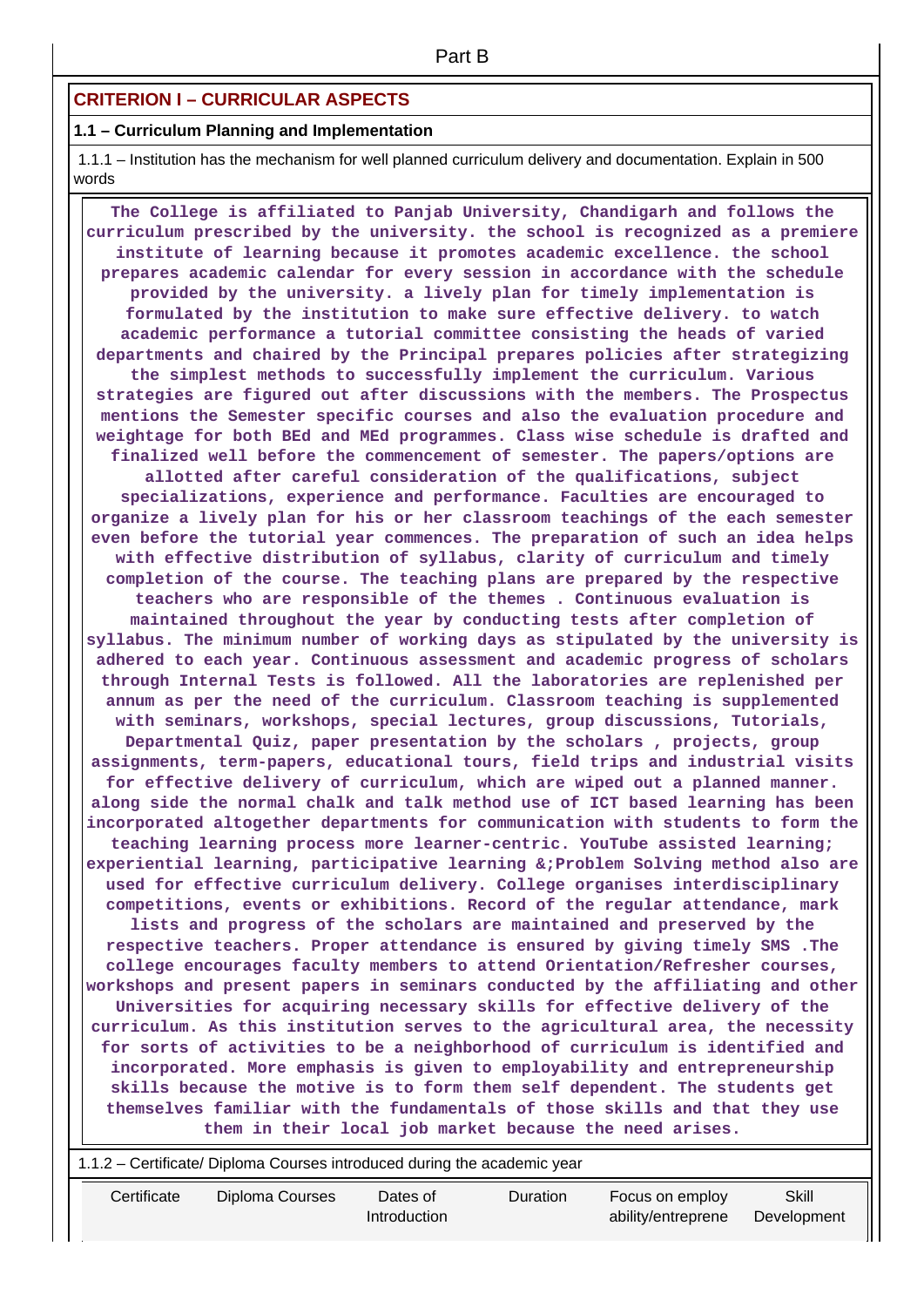Part B

## CRITERION I – CURRICULAR ASPECTS

### 1.1 – Curriculum Planning and Implementation

1.1.1 – Institution has the mechanism for well planned curriculum delivery and documentation. Explain in 500 words

**The College is affiliated to Panjab University, Chandigarh and follows the curriculum prescribed by the university. the school is recognized as a premiere institute of learning because it promotes academic excellence. the school prepares academic calendar for every session in accordance with the schedule provided by the university. a lively plan for timely implementation is formulated by the institution to make sure effective delivery. to watch academic performance a tutorial committee consisting the heads of varied departments and chaired by the Principal prepares policies after strategizing the simplest methods to successfully implement the curriculum. Various strategies are figured out after discussions with the members. The Prospectus mentions the Semester specific courses and also the evaluation procedure and weightage for both BEd and MEd programmes. Class wise schedule is drafted and finalized well before the commencement of semester. The papers/options are allotted after careful consideration of the qualifications, subject specializations, experience and performance. Faculties are encouraged to organize a lively plan for his or her classroom teachings of the each semester even before the tutorial year commences. The preparation of such an idea helps with effective distribution of syllabus, clarity of curriculum and timely completion of the course. The teaching plans are prepared by the respective teachers who are responsible of the themes . Continuous evaluation is maintained throughout the year by conducting tests after completion of syllabus. The minimum number of working days as stipulated by the university is adhered to each year. Continuous assessment and academic progress of scholars through Internal Tests is followed. All the laboratories are replenished per annum as per the need of the curriculum. Classroom teaching is supplemented with seminars, workshops, special lectures, group discussions, Tutorials, Departmental Quiz, paper presentation by the scholars , projects, group assignments, term-papers, educational tours, field trips and industrial visits for effective delivery of curriculum, which are wiped out a planned manner. along side the normal chalk and talk method use of ICT based learning has been incorporated altogether departments for communication with students to form the teaching learning process more learner-centric. YouTube assisted learning; experiential learning, participative learning &;Problem Solving method also are used for effective curriculum delivery. College organises interdisciplinary competitions, events or exhibitions. Record of the regular attendance, mark lists and progress of the scholars are maintained and preserved by the respective teachers. Proper attendance is ensured by giving timely SMS .The college encourages faculty members to attend Orientation/Refresher courses, workshops and present papers in seminars conducted by the affiliating and other Universities for acquiring necessary skills for effective delivery of the curriculum. As this institution serves to the agricultural area, the necessity for sorts of activities to be a neighborhood of curriculum is identified and incorporated. More emphasis is given to employability and entrepreneurship skills because the motive is to form them self dependent. The students get themselves familiar with the fundamentals of those skills and that they use them in their local job market because the need arises.**

1.1.2 – Certificate/ Diploma Courses introduced during the academic year

| Certificate | Diploma Courses | Dates of Introduction | Duration | Focus on employ ability/entreprene | Skill Development |
|---|---|---|---|---|---|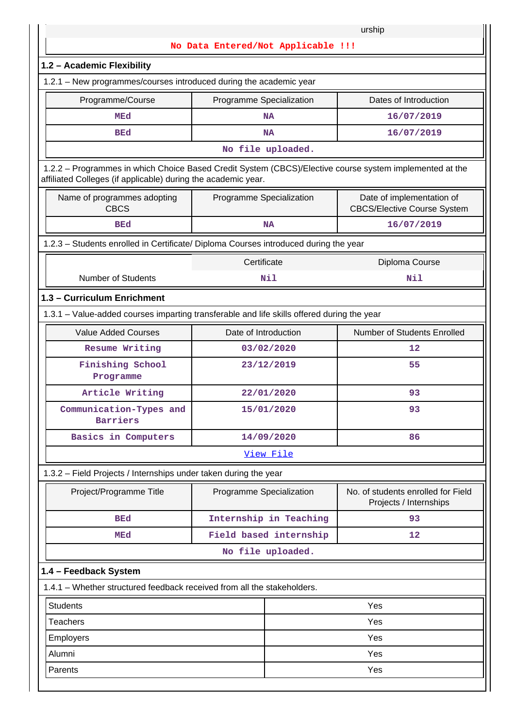urship

**No Data Entered/Not Applicable !!!**

## 1.2 – Academic Flexibility

1.2.1 – New programmes/courses introduced during the academic year

| Programme/Course | Programme Specialization | Dates of Introduction |
|---|---|---|
| MEd | NA | 16/07/2019 |
| BEd | NA | 16/07/2019 |
| No file uploaded. | | |

1.2.2 – Programmes in which Choice Based Credit System (CBCS)/Elective course system implemented at the affiliated Colleges (if applicable) during the academic year.

| Name of programmes adopting CBCS | Programme Specialization | Date of implementation of CBCS/Elective Course System |
|---|---|---|
| BEd | NA | 16/07/2019 |

1.2.3 – Students enrolled in Certificate/ Diploma Courses introduced during the year

| | Certificate | Diploma Course |
|---|---|---|
| Number of Students | Nil | Nil |

## 1.3 – Curriculum Enrichment

1.3.1 – Value-added courses imparting transferable and life skills offered during the year

| Value Added Courses | Date of Introduction | Number of Students Enrolled |
|---|---|---|
| Resume Writing | 03/02/2020 | 12 |
| Finishing School Programme | 23/12/2019 | 55 |
| Article Writing | 22/01/2020 | 93 |
| Communication-Types and Barriers | 15/01/2020 | 93 |
| Basics in Computers | 14/09/2020 | 86 |
| View File | | |

1.3.2 – Field Projects / Internships under taken during the year

| Project/Programme Title | Programme Specialization | No. of students enrolled for Field Projects / Internships |
|---|---|---|
| BEd | Internship in Teaching | 93 |
| MEd | Field based internship | 12 |
| No file uploaded. | | |

## 1.4 – Feedback System

1.4.1 – Whether structured feedback received from all the stakeholders.

| | |
|---|---|
| Students | Yes |
| Teachers | Yes |
| Employers | Yes |
| Alumni | Yes |
| Parents | Yes |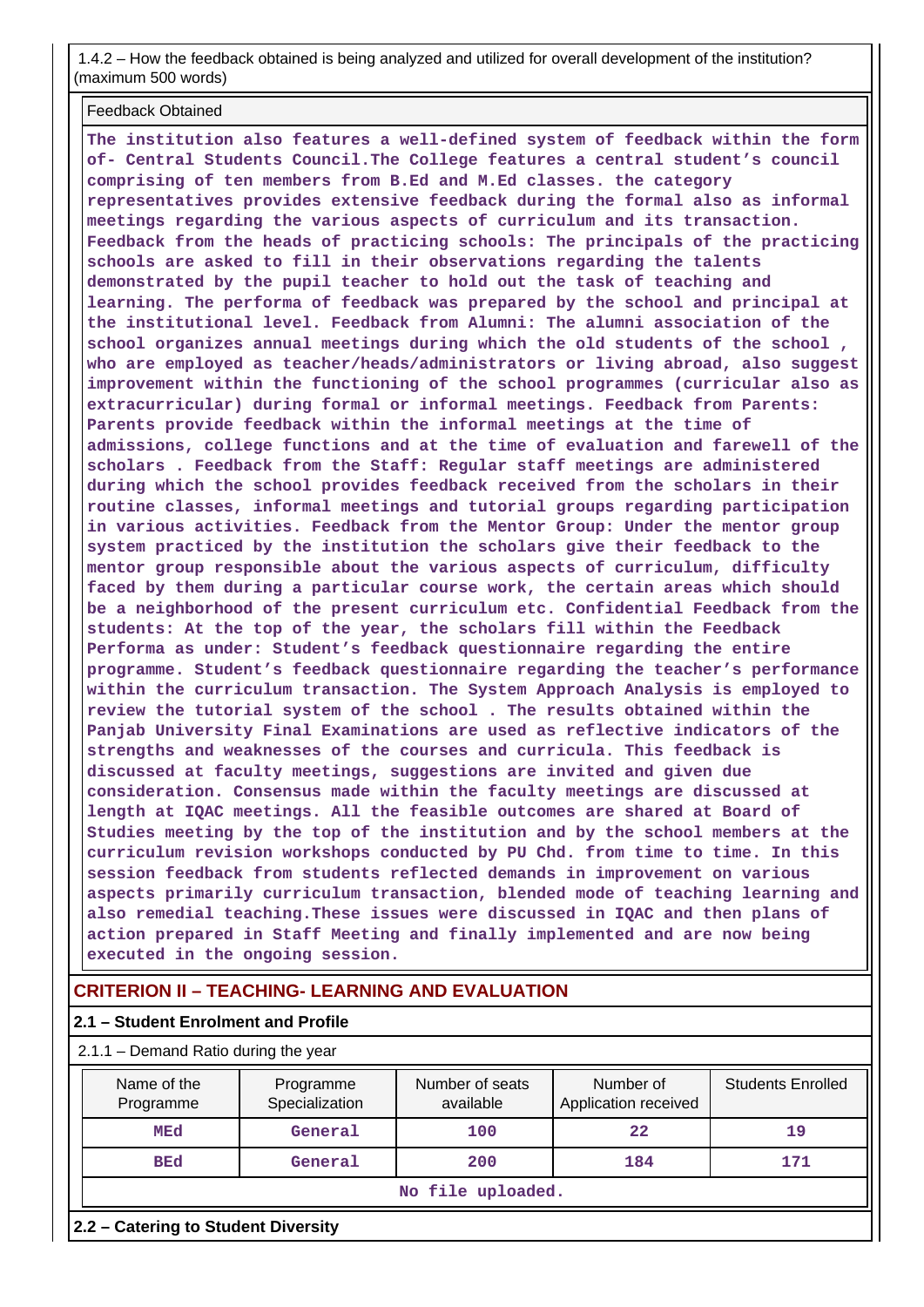1.4.2 – How the feedback obtained is being analyzed and utilized for overall development of the institution? (maximum 500 words)

Feedback Obtained

**The institution also features a well-defined system of feedback within the form of- Central Students Council.The College features a central student's council comprising of ten members from B.Ed and M.Ed classes. the category representatives provides extensive feedback during the formal also as informal meetings regarding the various aspects of curriculum and its transaction. Feedback from the heads of practicing schools: The principals of the practicing schools are asked to fill in their observations regarding the talents demonstrated by the pupil teacher to hold out the task of teaching and learning. The performa of feedback was prepared by the school and principal at the institutional level. Feedback from Alumni: The alumni association of the school organizes annual meetings during which the old students of the school , who are employed as teacher/heads/administrators or living abroad, also suggest improvement within the functioning of the school programmes (curricular also as extracurricular) during formal or informal meetings. Feedback from Parents: Parents provide feedback within the informal meetings at the time of admissions, college functions and at the time of evaluation and farewell of the scholars . Feedback from the Staff: Regular staff meetings are administered during which the school provides feedback received from the scholars in their routine classes, informal meetings and tutorial groups regarding participation in various activities. Feedback from the Mentor Group: Under the mentor group system practiced by the institution the scholars give their feedback to the mentor group responsible about the various aspects of curriculum, difficulty faced by them during a particular course work, the certain areas which should be a neighborhood of the present curriculum etc. Confidential Feedback from the students: At the top of the year, the scholars fill within the Feedback Performa as under: Student's feedback questionnaire regarding the entire programme. Student's feedback questionnaire regarding the teacher's performance within the curriculum transaction. The System Approach Analysis is employed to review the tutorial system of the school . The results obtained within the Panjab University Final Examinations are used as reflective indicators of the strengths and weaknesses of the courses and curricula. This feedback is discussed at faculty meetings, suggestions are invited and given due consideration. Consensus made within the faculty meetings are discussed at length at IQAC meetings. All the feasible outcomes are shared at Board of Studies meeting by the top of the institution and by the school members at the curriculum revision workshops conducted by PU Chd. from time to time. In this session feedback from students reflected demands in improvement on various aspects primarily curriculum transaction, blended mode of teaching learning and also remedial teaching.These issues were discussed in IQAC and then plans of action prepared in Staff Meeting and finally implemented and are now being executed in the ongoing session.**

## CRITERION II – TEACHING- LEARNING AND EVALUATION

### 2.1 – Student Enrolment and Profile

2.1.1 – Demand Ratio during the year

| Name of the Programme | Programme Specialization | Number of seats available | Number of Application received | Students Enrolled |
|---|---|---|---|---|
| MEd | General | 100 | 22 | 19 |
| BEd | General | 200 | 184 | 171 |
| No file uploaded. | | | | |

### 2.2 – Catering to Student Diversity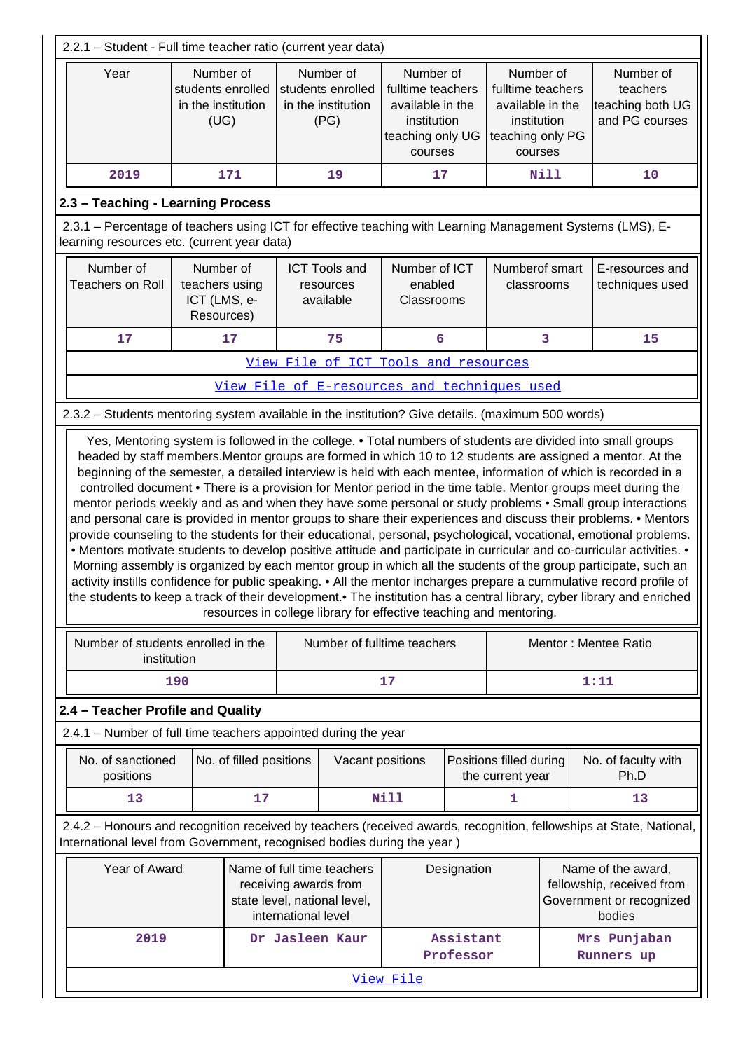2.2.1 – Student - Full time teacher ratio (current year data)

| Year | Number of students enrolled in the institution (UG) | Number of students enrolled in the institution (PG) | Number of fulltime teachers available in the institution teaching only UG courses | Number of fulltime teachers available in the institution teaching only PG courses | Number of teachers teaching both UG and PG courses |
|---|---|---|---|---|---|
| 2019 | 171 | 19 | 17 | Nill | 10 |

### 2.3 – Teaching - Learning Process

2.3.1 – Percentage of teachers using ICT for effective teaching with Learning Management Systems (LMS), E-learning resources etc. (current year data)

| Number of Teachers on Roll | Number of teachers using ICT (LMS, e-Resources) | ICT Tools and resources available | Number of ICT enabled Classrooms | Numberof smart classrooms | E-resources and techniques used |
|---|---|---|---|---|---|
| 17 | 17 | 75 | 6 | 3 | 15 |
| View File of ICT Tools and resources | | | | | |
| View File of E-resources and techniques used | | | | | |

2.3.2 – Students mentoring system available in the institution? Give details. (maximum 500 words)

Yes, Mentoring system is followed in the college. • Total numbers of students are divided into small groups headed by staff members.Mentor groups are formed in which 10 to 12 students are assigned a mentor. At the beginning of the semester, a detailed interview is held with each mentee, information of which is recorded in a controlled document • There is a provision for Mentor period in the time table. Mentor groups meet during the mentor periods weekly and as and when they have some personal or study problems • Small group interactions and personal care is provided in mentor groups to share their experiences and discuss their problems. • Mentors provide counseling to the students for their educational, personal, psychological, vocational, emotional problems. • Mentors motivate students to develop positive attitude and participate in curricular and co-curricular activities. • Morning assembly is organized by each mentor group in which all the students of the group participate, such an activity instills confidence for public speaking. • All the mentor incharges prepare a cummulative record profile of the students to keep a track of their development.• The institution has a central library, cyber library and enriched resources in college library for effective teaching and mentoring.

| Number of students enrolled in the institution | Number of fulltime teachers | Mentor : Mentee Ratio |
|---|---|---|
| 190 | 17 | 1:11 |

### 2.4 – Teacher Profile and Quality

2.4.1 – Number of full time teachers appointed during the year

| No. of sanctioned positions | No. of filled positions | Vacant positions | Positions filled during the current year | No. of faculty with Ph.D |
|---|---|---|---|---|
| 13 | 17 | Nill | 1 | 13 |

2.4.2 – Honours and recognition received by teachers (received awards, recognition, fellowships at State, National, International level from Government, recognised bodies during the year )

| Year of Award | Name of full time teachers receiving awards from state level, national level, international level | Designation | Name of the award, fellowship, received from Government or recognized bodies |
|---|---|---|---|
| 2019 | Dr Jasleen Kaur | Assistant Professor | Mrs Punjaban Runners up |
| View File | | | |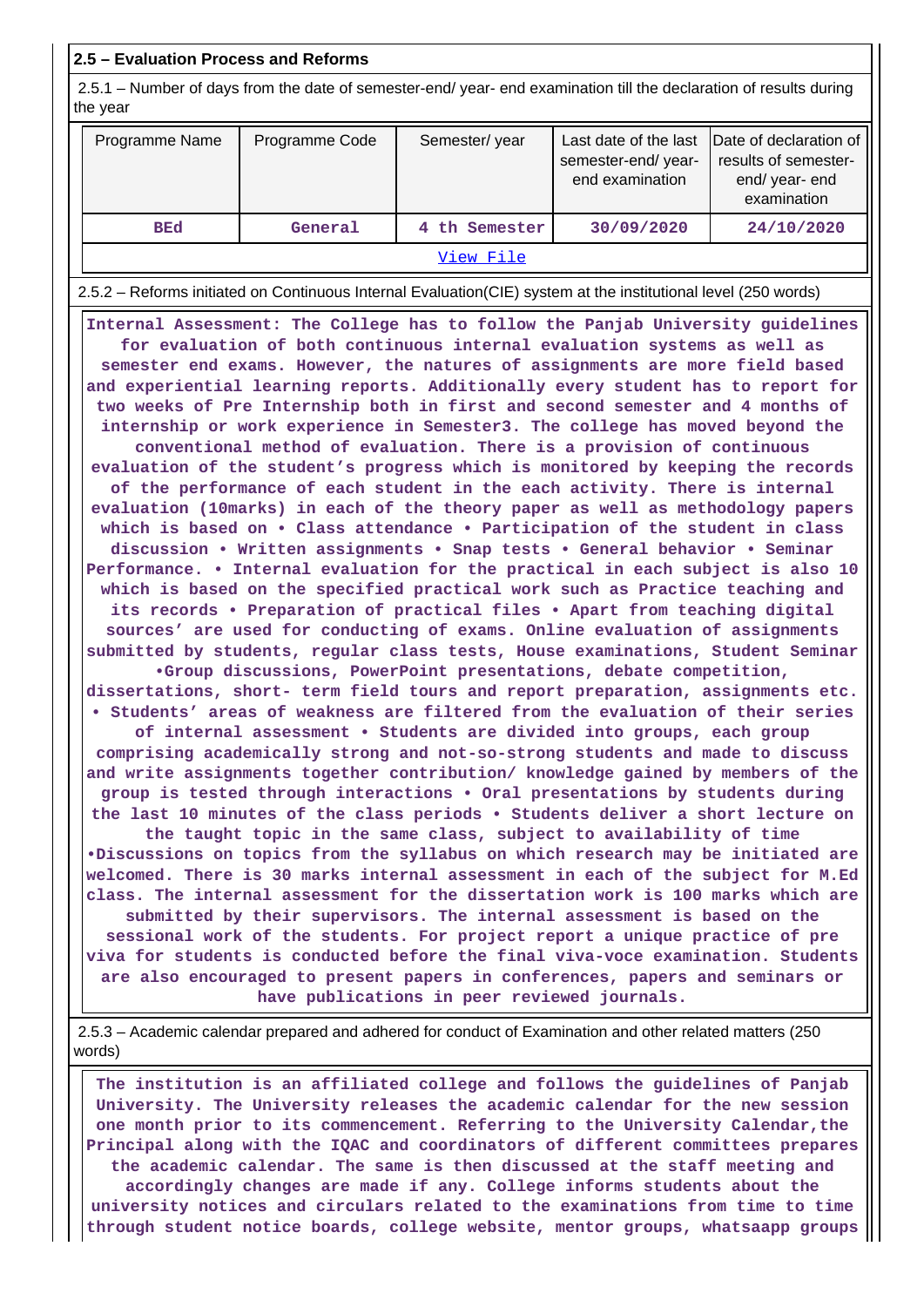**2.5 – Evaluation Process and Reforms**

2.5.1 – Number of days from the date of semester-end/ year- end examination till the declaration of results during the year

| Programme Name | Programme Code | Semester/ year | Last date of the last semester-end/ year- end examination | Date of declaration of results of semester- end/ year- end examination |
|---|---|---|---|---|
| BEd | General | 4 th Semester | 30/09/2020 | 24/10/2020 |

View File

2.5.2 – Reforms initiated on Continuous Internal Evaluation(CIE) system at the institutional level (250 words)

Internal Assessment: The College has to follow the Panjab University guidelines for evaluation of both continuous internal evaluation systems as well as semester end exams. However, the natures of assignments are more field based and experiential learning reports. Additionally every student has to report for two weeks of Pre Internship both in first and second semester and 4 months of internship or work experience in Semester3. The college has moved beyond the conventional method of evaluation. There is a provision of continuous evaluation of the student's progress which is monitored by keeping the records of the performance of each student in the each activity. There is internal evaluation (10marks) in each of the theory paper as well as methodology papers which is based on • Class attendance • Participation of the student in class discussion • Written assignments • Snap tests • General behavior • Seminar Performance. • Internal evaluation for the practical in each subject is also 10 which is based on the specified practical work such as Practice teaching and its records • Preparation of practical files • Apart from teaching digital sources' are used for conducting of exams. Online evaluation of assignments submitted by students, regular class tests, House examinations, Student Seminar •Group discussions, PowerPoint presentations, debate competition, dissertations, short- term field tours and report preparation, assignments etc. • Students' areas of weakness are filtered from the evaluation of their series of internal assessment • Students are divided into groups, each group comprising academically strong and not-so-strong students and made to discuss and write assignments together contribution/ knowledge gained by members of the group is tested through interactions • Oral presentations by students during the last 10 minutes of the class periods • Students deliver a short lecture on the taught topic in the same class, subject to availability of time •Discussions on topics from the syllabus on which research may be initiated are welcomed. There is 30 marks internal assessment in each of the subject for M.Ed class. The internal assessment for the dissertation work is 100 marks which are submitted by their supervisors. The internal assessment is based on the sessional work of the students. For project report a unique practice of pre viva for students is conducted before the final viva-voce examination. Students are also encouraged to present papers in conferences, papers and seminars or have publications in peer reviewed journals.

2.5.3 – Academic calendar prepared and adhered for conduct of Examination and other related matters (250 words)

The institution is an affiliated college and follows the guidelines of Panjab University. The University releases the academic calendar for the new session one month prior to its commencement. Referring to the University Calendar,the Principal along with the IQAC and coordinators of different committees prepares the academic calendar. The same is then discussed at the staff meeting and accordingly changes are made if any. College informs students about the university notices and circulars related to the examinations from time to time through student notice boards, college website, mentor groups, whatsaapp groups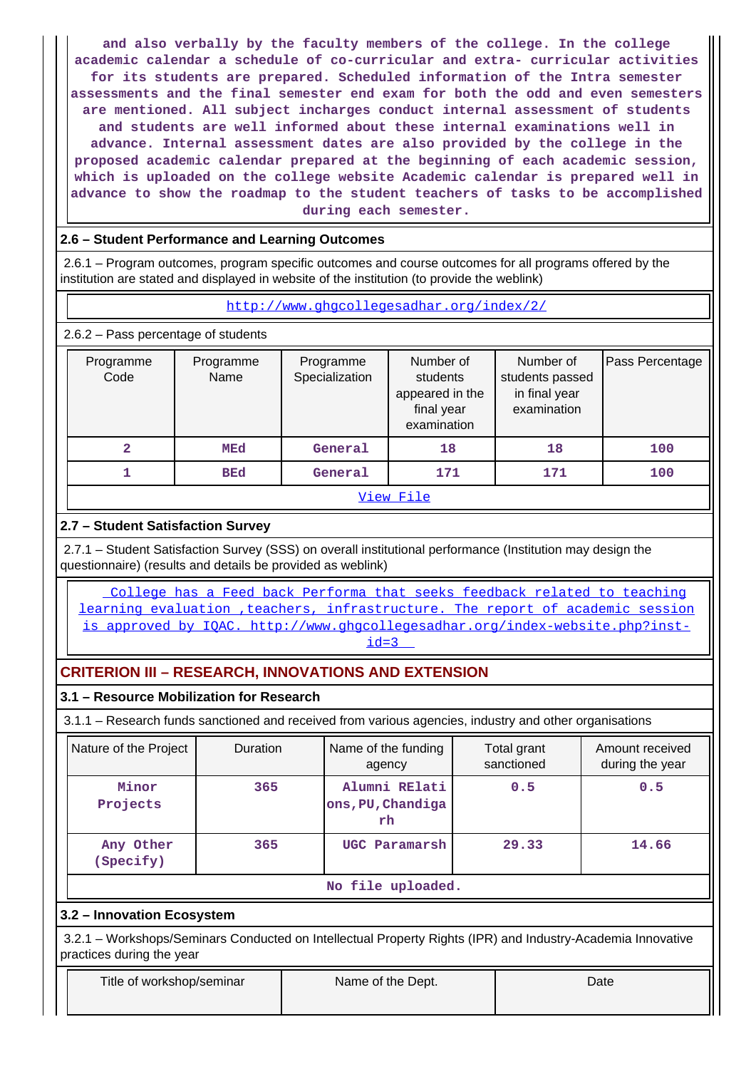and also verbally by the faculty members of the college. In the college academic calendar a schedule of co-curricular and extra- curricular activities for its students are prepared. Scheduled information of the Intra semester assessments and the final semester end exam for both the odd and even semesters are mentioned. All subject incharges conduct internal assessment of students and students are well informed about these internal examinations well in advance. Internal assessment dates are also provided by the college in the proposed academic calendar prepared at the beginning of each academic session, which is uploaded on the college website Academic calendar is prepared well in advance to show the roadmap to the student teachers of tasks to be accomplished during each semester.

### 2.6 – Student Performance and Learning Outcomes

2.6.1 – Program outcomes, program specific outcomes and course outcomes for all programs offered by the institution are stated and displayed in website of the institution (to provide the weblink)

http://www.ghgcollegesadhar.org/index/2/

2.6.2 – Pass percentage of students

| Programme Code | Programme Name | Programme Specialization | Number of students appeared in the final year examination | Number of students passed in final year examination | Pass Percentage |
|---|---|---|---|---|---|
| 2 | MEd | General | 18 | 18 | 100 |
| 1 | BEd | General | 171 | 171 | 100 |

View File

### 2.7 – Student Satisfaction Survey

2.7.1 – Student Satisfaction Survey (SSS) on overall institutional performance (Institution may design the questionnaire) (results and details be provided as weblink)

College has a Feed back Performa that seeks feedback related to teaching learning evaluation ,teachers, infrastructure. The report of academic session is approved by IQAC. http://www.ghgcollegesadhar.org/index-website.php?inst-id=3

## CRITERION III – RESEARCH, INNOVATIONS AND EXTENSION

### 3.1 – Resource Mobilization for Research

3.1.1 – Research funds sanctioned and received from various agencies, industry and other organisations

| Nature of the Project | Duration | Name of the funding agency | Total grant sanctioned | Amount received during the year |
|---|---|---|---|---|
| Minor Projects | 365 | Alumni RElations,PU,Chandigarh | 0.5 | 0.5 |
| Any Other (Specify) | 365 | UGC Paramarsh | 29.33 | 14.66 |

No file uploaded.

### 3.2 – Innovation Ecosystem

3.2.1 – Workshops/Seminars Conducted on Intellectual Property Rights (IPR) and Industry-Academia Innovative practices during the year

| Title of workshop/seminar | Name of the Dept. | Date |
|---|---|---|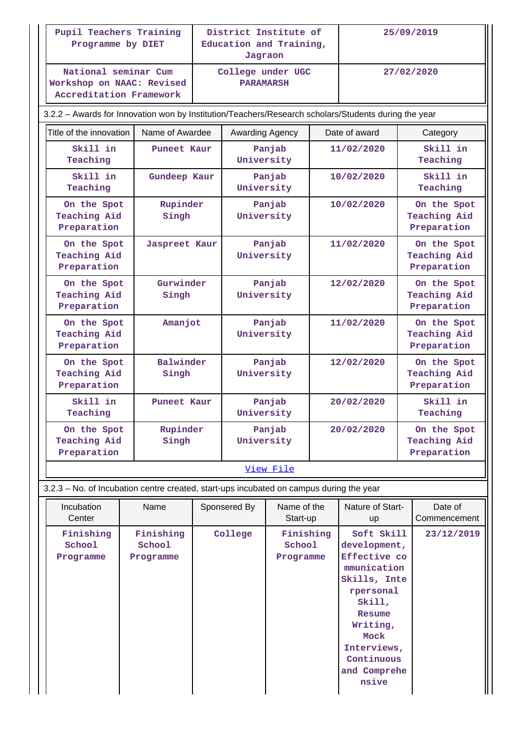| Pupil Teachers Training Programme by DIET | District Institute of Education and Training, Jagraon | 25/09/2019 |
|---|---|---|
| National seminar Cum Workshop on NAAC: Revised Accreditation Framework | College under UGC PARAMARSH | 27/02/2020 |

3.2.2 – Awards for Innovation won by Institution/Teachers/Research scholars/Students during the year

| Title of the innovation | Name of Awardee | Awarding Agency | Date of award | Category |
|---|---|---|---|---|
| Skill in Teaching | Puneet Kaur | Panjab University | 11/02/2020 | Skill in Teaching |
| Skill in Teaching | Gundeep Kaur | Panjab University | 10/02/2020 | Skill in Teaching |
| On the Spot Teaching Aid Preparation | Rupinder Singh | Panjab University | 10/02/2020 | On the Spot Teaching Aid Preparation |
| On the Spot Teaching Aid Preparation | Jaspreet Kaur | Panjab University | 11/02/2020 | On the Spot Teaching Aid Preparation |
| On the Spot Teaching Aid Preparation | Gurwinder Singh | Panjab University | 12/02/2020 | On the Spot Teaching Aid Preparation |
| On the Spot Teaching Aid Preparation | Amanjot | Panjab University | 11/02/2020 | On the Spot Teaching Aid Preparation |
| On the Spot Teaching Aid Preparation | Balwinder Singh | Panjab University | 12/02/2020 | On the Spot Teaching Aid Preparation |
| Skill in Teaching | Puneet Kaur | Panjab University | 20/02/2020 | Skill in Teaching |
| On the Spot Teaching Aid Preparation | Rupinder Singh | Panjab University | 20/02/2020 | On the Spot Teaching Aid Preparation |

View File

3.2.3 – No. of Incubation centre created, start-ups incubated on campus during the year

| Incubation Center | Name | Sponsered By | Name of the Start-up | Nature of Start-up | Date of Commencement |
|---|---|---|---|---|---|
| Finishing School Programme | Finishing School Programme | College | Finishing School Programme | Soft Skill development, Effective communication Skills, Interpersonal Skill, Resume Writing, Mock Interviews, Continuous and Comprehensive | 23/12/2019 |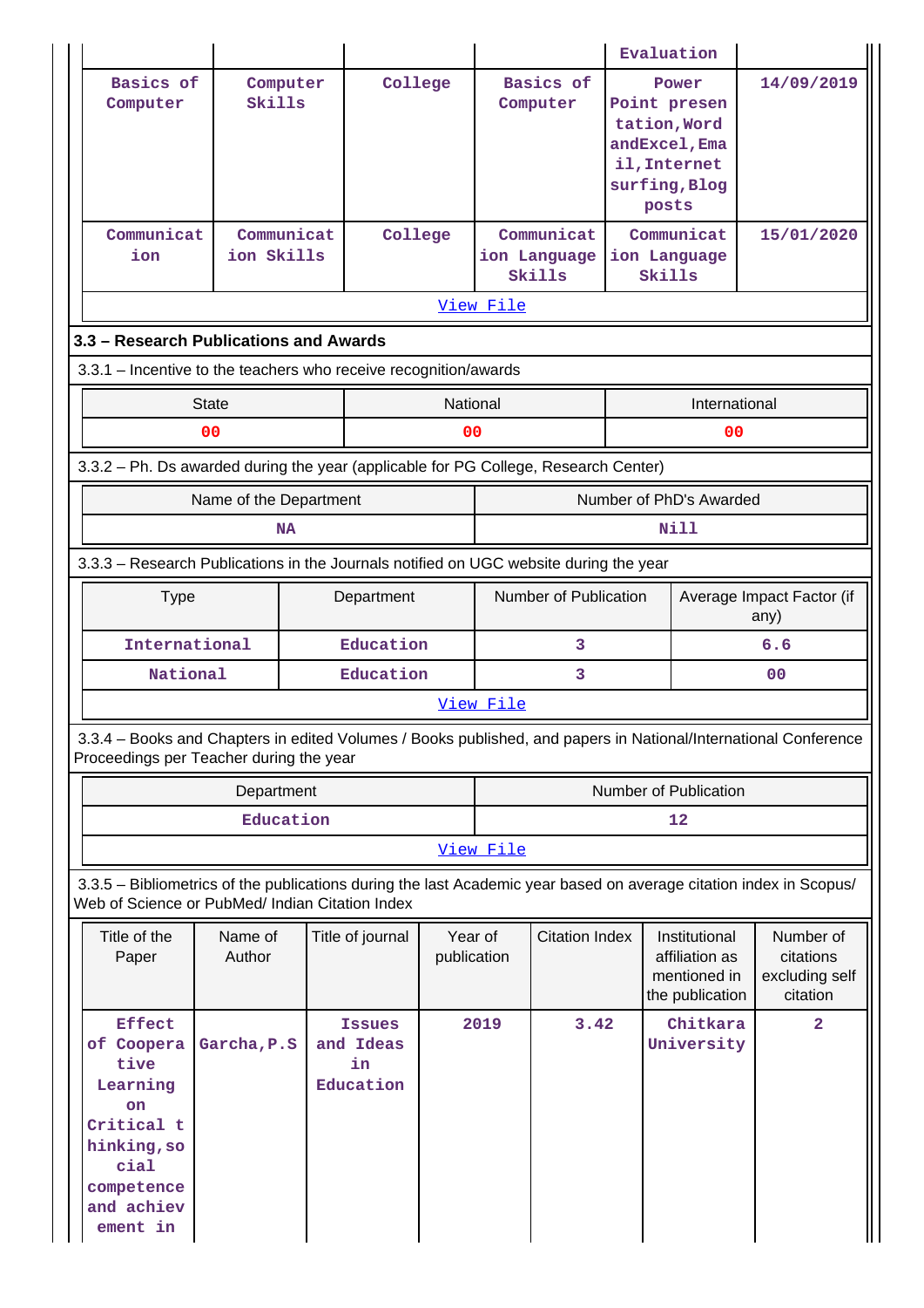| | | | | Evaluation | |
|---|---|---|---|---|---|
| Basics of Computer | Computer Skills | College | Basics of Computer | Power Point presen tation,Word andExcel,Ema il,Internet surfing,Blog posts | 14/09/2019 |
| Communicat ion | Communicat ion Skills | College | Communicat ion Language Skills | Communicat ion Language Skills | 15/01/2020 |

View File

### 3.3 – Research Publications and Awards

3.3.1 – Incentive to the teachers who receive recognition/awards

| State | National | International |
|---|---|---|
| 00 | 00 | 00 |

3.3.2 – Ph. Ds awarded during the year (applicable for PG College, Research Center)

| Name of the Department | Number of PhD's Awarded |
|---|---|
| NA | Nill |

3.3.3 – Research Publications in the Journals notified on UGC website during the year

| Type | Department | Number of Publication | Average Impact Factor (if any) |
|---|---|---|---|
| International | Education | 3 | 6.6 |
| National | Education | 3 | 00 |

View File

3.3.4 – Books and Chapters in edited Volumes / Books published, and papers in National/International Conference Proceedings per Teacher during the year

| Department | Number of Publication |
|---|---|
| Education | 12 |

View File

3.3.5 – Bibliometrics of the publications during the last Academic year based on average citation index in Scopus/ Web of Science or PubMed/ Indian Citation Index

| Title of the Paper | Name of Author | Title of journal | Year of publication | Citation Index | Institutional affiliation as mentioned in the publication | Number of citations excluding self citation |
|---|---|---|---|---|---|---|
| Effect of Coopera tive Learning on Critical t hinking,so cial competence and achiev ement in | Garcha,P.S | Issues and Ideas in Education | 2019 | 3.42 | Chitkara University | 2 |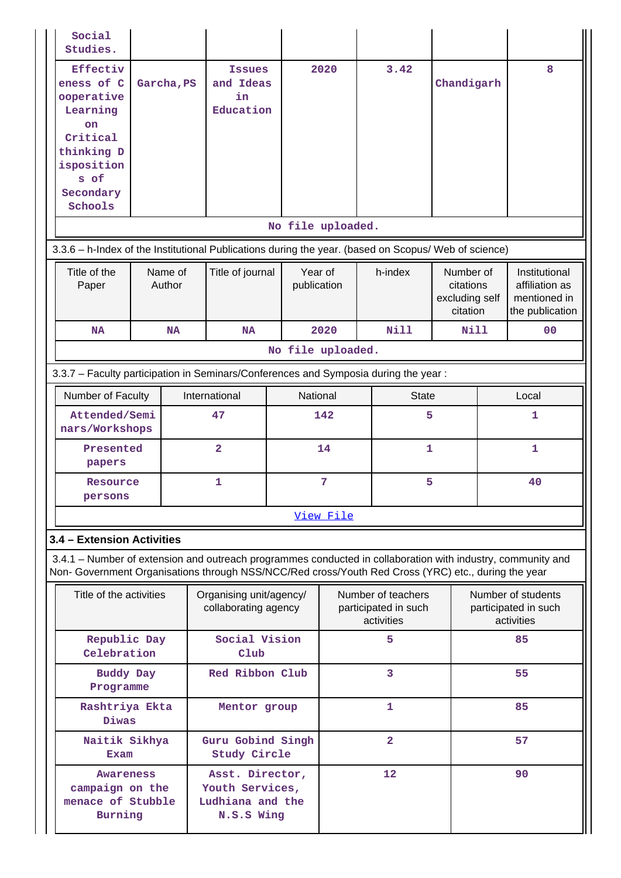| | | | | | | |
|---|---|---|---|---|---|---|
| Social Studies. | | | | | | |
| Effectiveness of Cooperative Learning on Critical thinking Dispositions of Secondary Schools | Garcha,PS | Issues and Ideas in Education | 2020 | 3.42 | Chandigarh | 8 |
| No file uploaded. | | | | | | |

3.3.6 – h-Index of the Institutional Publications during the year. (based on Scopus/ Web of science)

| Title of the Paper | Name of Author | Title of journal | Year of publication | h-index | Number of citations excluding self citation | Institutional affiliation as mentioned in the publication |
|---|---|---|---|---|---|---|
| NA | NA | NA | 2020 | Nill | Nill | 00 |
| No file uploaded. | | | | | | |

3.3.7 – Faculty participation in Seminars/Conferences and Symposia during the year :

| Number of Faculty | International | National | State | Local |
|---|---|---|---|---|
| Attended/Seminars/Workshops | 47 | 142 | 5 | 1 |
| Presented papers | 2 | 14 | 1 | 1 |
| Resource persons | 1 | 7 | 5 | 40 |
| View File | | | | |

**3.4 – Extension Activities**

3.4.1 – Number of extension and outreach programmes conducted in collaboration with industry, community and Non- Government Organisations through NSS/NCC/Red cross/Youth Red Cross (YRC) etc., during the year

| Title of the activities | Organising unit/agency/ collaborating agency | Number of teachers participated in such activities | Number of students participated in such activities |
|---|---|---|---|
| Republic Day Celebration | Social Vision Club | 5 | 85 |
| Buddy Day Programme | Red Ribbon Club | 3 | 55 |
| Rashtriya Ekta Diwas | Mentor group | 1 | 85 |
| Naitik Sikhya Exam | Guru Gobind Singh Study Circle | 2 | 57 |
| Awareness campaign on the menace of Stubble Burning | Asst. Director, Youth Services, Ludhiana and the N.S.S Wing | 12 | 90 |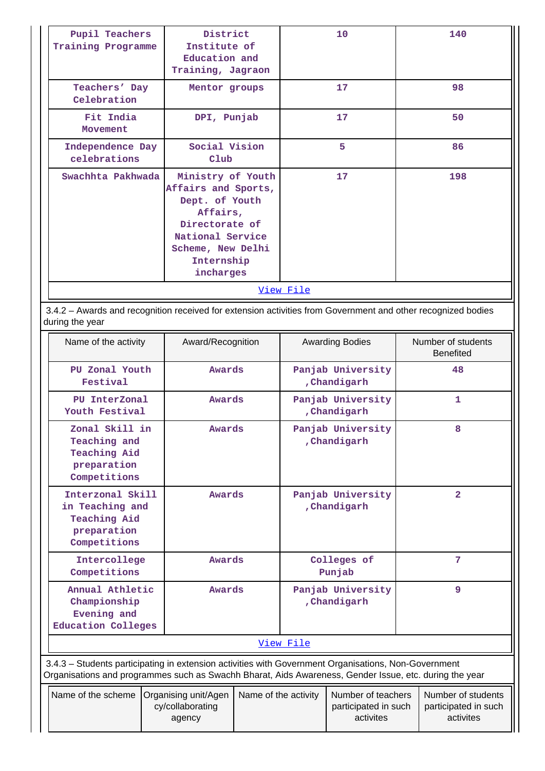| Pupil Teachers Training Programme | District Institute of Education and Training, Jagraon | 10 | 140 |
|---|---|---|---|
| Teachers' Day Celebration | Mentor groups | 17 | 98 |
| Fit India Movement | DPI, Punjab | 17 | 50 |
| Independence Day celebrations | Social Vision Club | 5 | 86 |
| Swachhta Pakhwada | Ministry of Youth Affairs and Sports, Dept. of Youth Affairs, Directorate of National Service Scheme, New Delhi Internship incharges | 17 | 198 |

View File

3.4.2 – Awards and recognition received for extension activities from Government and other recognized bodies during the year

| Name of the activity | Award/Recognition | Awarding Bodies | Number of students Benefited |
|---|---|---|---|
| PU Zonal Youth Festival | Awards | Panjab University ,Chandigarh | 48 |
| PU InterZonal Youth Festival | Awards | Panjab University ,Chandigarh | 1 |
| Zonal Skill in Teaching and Teaching Aid preparation Competitions | Awards | Panjab University ,Chandigarh | 8 |
| Interzonal Skill in Teaching and Teaching Aid preparation Competitions | Awards | Panjab University ,Chandigarh | 2 |
| Intercollege Competitions | Awards | Colleges of Punjab | 7 |
| Annual Athletic Championship Evening and Education Colleges | Awards | Panjab University ,Chandigarh | 9 |

View File

3.4.3 – Students participating in extension activities with Government Organisations, Non-Government Organisations and programmes such as Swachh Bharat, Aids Awareness, Gender Issue, etc. during the year

| Name of the scheme | Organising unit/Agency/collaborating agency | Name of the activity | Number of teachers participated in such activites | Number of students participated in such activites |
|---|---|---|---|---|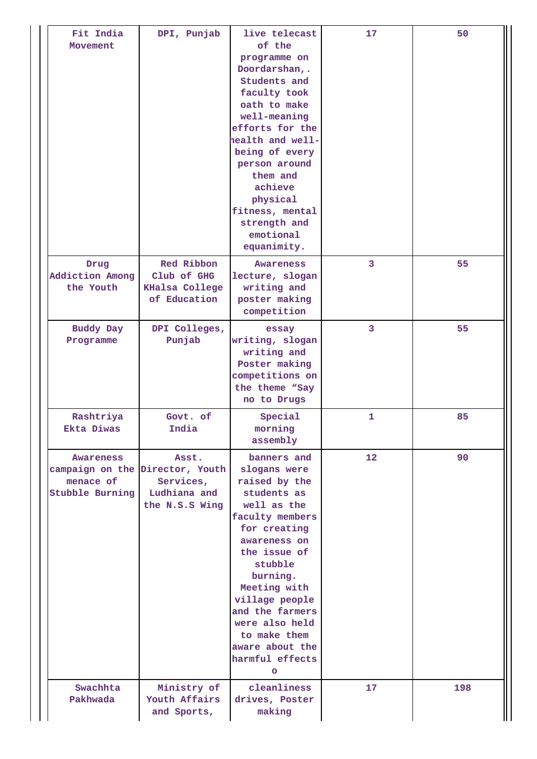| Fit India Movement | DPI, Punjab | live telecast of the programme on Doordarshan,. Students and faculty took oath to make well-meaning efforts for the health and well-being of every person around them and achieve physical fitness, mental strength and emotional equanimity. | 17 | 50 |
|---|---|---|---|---|
| Drug Addiction Among the Youth | Red Ribbon Club of GHG KHalsa College of Education | Awareness lecture, slogan writing and poster making competition | 3 | 55 |
| Buddy Day Programme | DPI Colleges, Punjab | essay writing, slogan writing and Poster making competitions on the theme “Say no to Drugs | 3 | 55 |
| Rashtriya Ekta Diwas | Govt. of India | Special morning assembly | 1 | 85 |
| Awareness campaign on the menace of Stubble Burning | Asst. Director, Youth Services, Ludhiana and the N.S.S Wing | banners and slogans were raised by the students as well as the faculty members for creating awareness on the issue of stubble burning. Meeting with village people and the farmers were also held to make them aware about the harmful effects o | 12 | 90 |
| Swachhta Pakhwada | Ministry of Youth Affairs and Sports, | cleanliness drives, Poster making | 17 | 198 |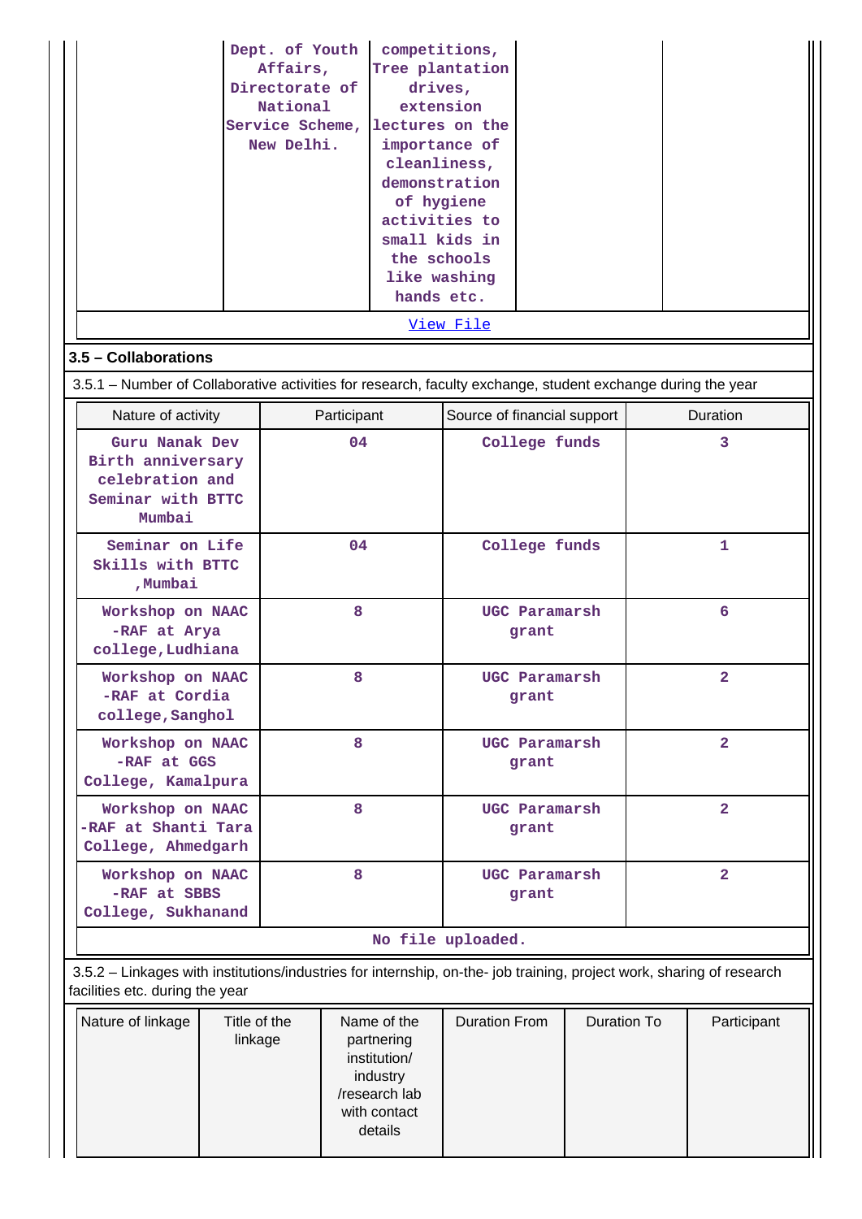| | Dept. of Youth Affairs, Directorate of National Service Scheme, New Delhi. | competitions, Tree plantation drives, extension lectures on the importance of cleanliness, demonstration of hygiene activities to small kids in the schools like washing hands etc. | | |
|---|---|---|---|---|

[View File]

### 3.5 – Collaborations

3.5.1 – Number of Collaborative activities for research, faculty exchange, student exchange during the year

| Nature of activity | Participant | Source of financial support | Duration |
|---|---|---|---|
| Guru Nanak Dev Birth anniversary celebration and Seminar with BTTC Mumbai | 04 | College funds | 3 |
| Seminar on Life Skills with BTTC ,Mumbai | 04 | College funds | 1 |
| Workshop on NAAC -RAF at Arya college,Ludhiana | 8 | UGC Paramarsh grant | 6 |
| Workshop on NAAC -RAF at Cordia college,Sanghol | 8 | UGC Paramarsh grant | 2 |
| Workshop on NAAC -RAF at GGS College, Kamalpura | 8 | UGC Paramarsh grant | 2 |
| Workshop on NAAC -RAF at Shanti Tara College, Ahmedgarh | 8 | UGC Paramarsh grant | 2 |
| Workshop on NAAC -RAF at SBBS College, Sukhanand | 8 | UGC Paramarsh grant | 2 |

No file uploaded.

3.5.2 – Linkages with institutions/industries for internship, on-the- job training, project work, sharing of research facilities etc. during the year

| Nature of linkage | Title of the linkage | Name of the partnering institution/ industry /research lab with contact details | Duration From | Duration To | Participant |
|---|---|---|---|---|---|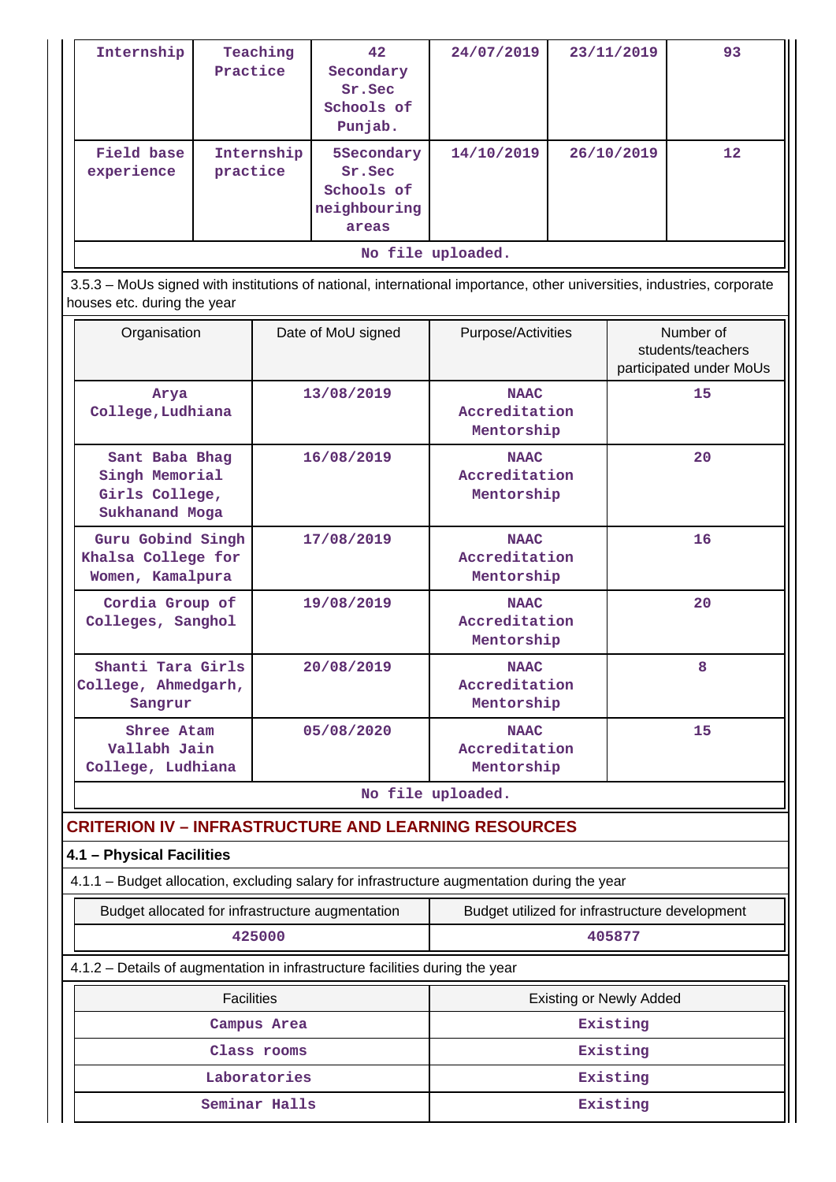| Internship | Teaching Practice | 42 Secondary Sr.Sec Schools of Punjab. | 24/07/2019 | 23/11/2019 | 93 |
|---|---|---|---|---|---|
| Field base experience | Internship practice | 5Secondary Sr.Sec Schools of neighbouring areas | 14/10/2019 | 26/10/2019 | 12 |
| No file uploaded. | | | | | |

3.5.3 – MoUs signed with institutions of national, international importance, other universities, industries, corporate houses etc. during the year

| Organisation | Date of MoU signed | Purpose/Activities | Number of students/teachers participated under MoUs |
|---|---|---|---|
| Arya College,Ludhiana | 13/08/2019 | NAAC Accreditation Mentorship | 15 |
| Sant Baba Bhag Singh Memorial Girls College, Sukhanand Moga | 16/08/2019 | NAAC Accreditation Mentorship | 20 |
| Guru Gobind Singh Khalsa College for Women, Kamalpura | 17/08/2019 | NAAC Accreditation Mentorship | 16 |
| Cordia Group of Colleges, Sanghol | 19/08/2019 | NAAC Accreditation Mentorship | 20 |
| Shanti Tara Girls College, Ahmedgarh, Sangrur | 20/08/2019 | NAAC Accreditation Mentorship | 8 |
| Shree Atam Vallabh Jain College, Ludhiana | 05/08/2020 | NAAC Accreditation Mentorship | 15 |
| No file uploaded. | | | |

## CRITERION IV – INFRASTRUCTURE AND LEARNING RESOURCES

### 4.1 – Physical Facilities

4.1.1 – Budget allocation, excluding salary for infrastructure augmentation during the year

| Budget allocated for infrastructure augmentation | Budget utilized for infrastructure development |
|---|---|
| 425000 | 405877 |

4.1.2 – Details of augmentation in infrastructure facilities during the year

| Facilities | Existing or Newly Added |
|---|---|
| Campus Area | Existing |
| Class rooms | Existing |
| Laboratories | Existing |
| Seminar Halls | Existing |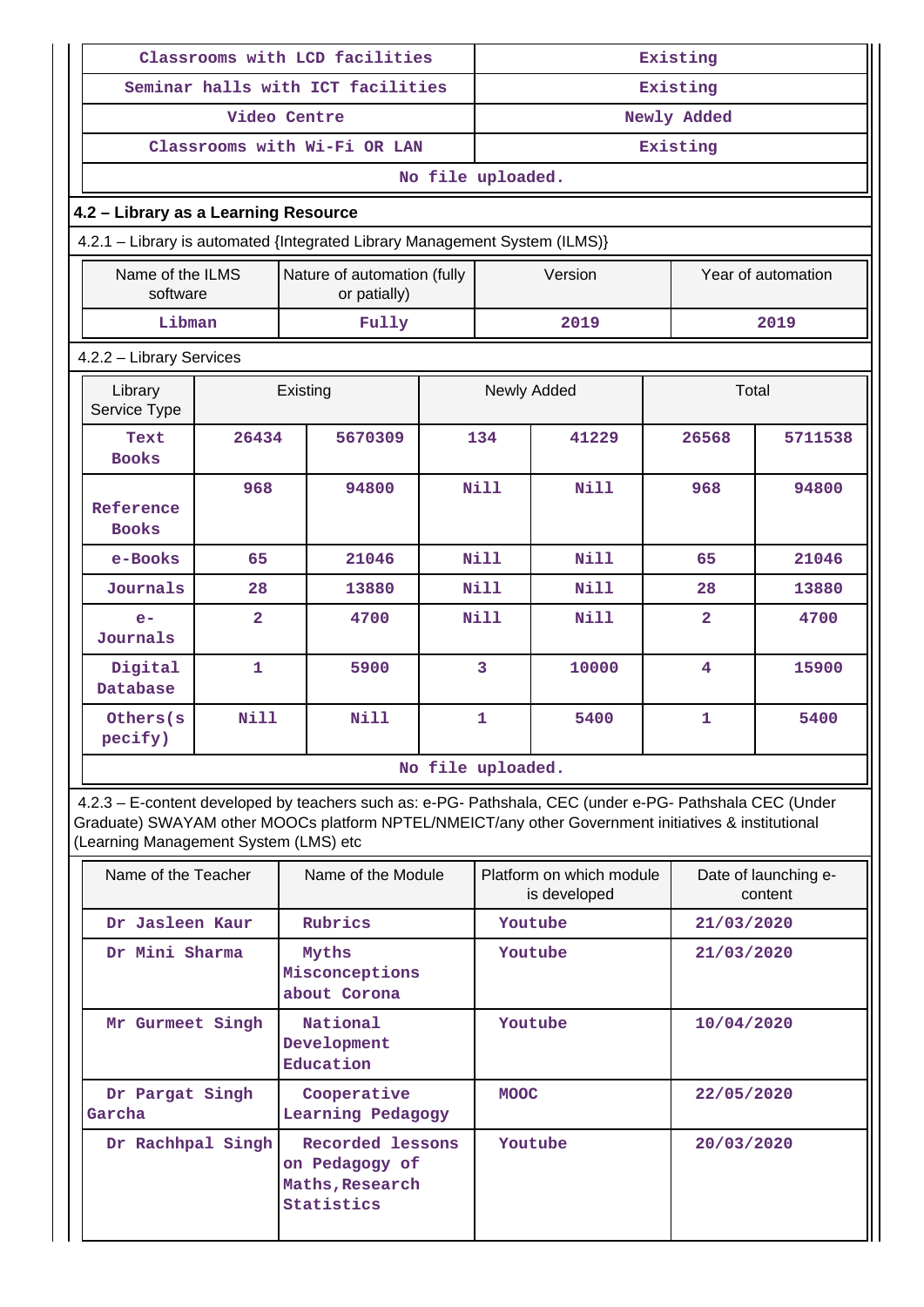| Classrooms with LCD facilities | Existing |
|---|---|
| Seminar halls with ICT facilities | Existing |
| Video Centre | Newly Added |
| Classrooms with Wi-Fi OR LAN | Existing |
| No file uploaded. | |

## 4.2 – Library as a Learning Resource

4.2.1 – Library is automated {Integrated Library Management System (ILMS)}

| Name of the ILMS software | Nature of automation (fully or patially) | Version | Year of automation |
|---|---|---|---|
| Libman | Fully | 2019 | 2019 |

4.2.2 – Library Services

| Library Service Type | Existing | | Newly Added | | Total | |
|---|---|---|---|---|---|---|
| Text Books | 26434 | 5670309 | 134 | 41229 | 26568 | 5711538 |
| Reference Books | 968 | 94800 | Nill | Nill | 968 | 94800 |
| e-Books | 65 | 21046 | Nill | Nill | 65 | 21046 |
| Journals | 28 | 13880 | Nill | Nill | 28 | 13880 |
| e-Journals | 2 | 4700 | Nill | Nill | 2 | 4700 |
| Digital Database | 1 | 5900 | 3 | 10000 | 4 | 15900 |
| Others(specify) | Nill | Nill | 1 | 5400 | 1 | 5400 |
| No file uploaded. | | | | | | |

4.2.3 – E-content developed by teachers such as: e-PG- Pathshala, CEC (under e-PG- Pathshala CEC (Under Graduate) SWAYAM other MOOCs platform NPTEL/NMEICT/any other Government initiatives & institutional (Learning Management System (LMS) etc

| Name of the Teacher | Name of the Module | Platform on which module is developed | Date of launching e-content |
|---|---|---|---|
| Dr Jasleen Kaur | Rubrics | Youtube | 21/03/2020 |
| Dr Mini Sharma | Myths Misconceptions about Corona | Youtube | 21/03/2020 |
| Mr Gurmeet Singh | National Development Education | Youtube | 10/04/2020 |
| Dr Pargat Singh Garcha | Cooperative Learning Pedagogy | MOOC | 22/05/2020 |
| Dr Rachhpal Singh | Recorded lessons on Pedagogy of Maths,Research Statistics | Youtube | 20/03/2020 |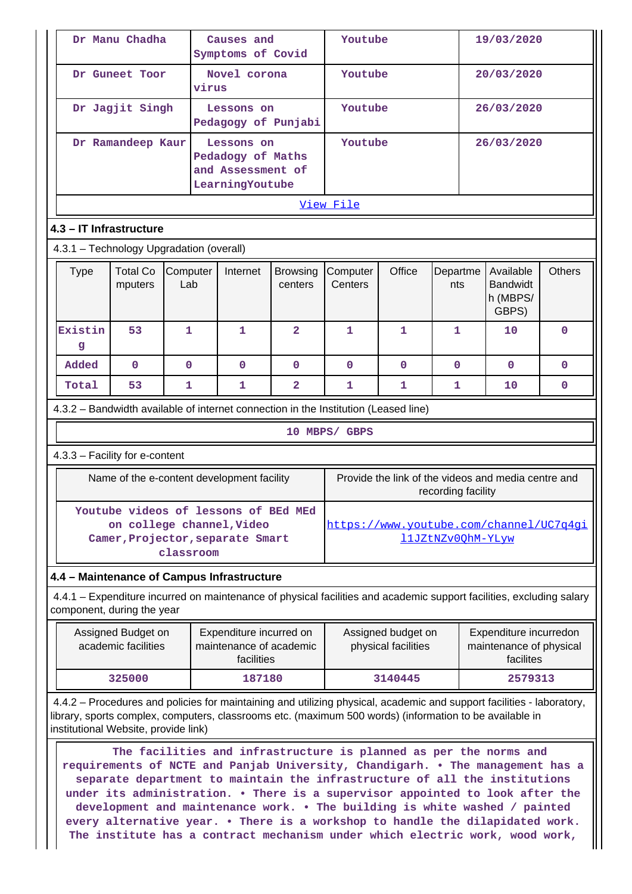| Dr Manu Chadha | Causes and Symptoms of Covid | Youtube | 19/03/2020 |
|---|---|---|---|
| Dr Guneet Toor | Novel corona virus | Youtube | 20/03/2020 |
| Dr Jagjit Singh | Lessons on Pedagogy of Punjabi | Youtube | 26/03/2020 |
| Dr Ramandeep Kaur | Lessons on Pedagogy of Maths and Assessment of LearningYoutube | Youtube | 26/03/2020 |

View File

## 4.3 – IT Infrastructure

4.3.1 – Technology Upgradation (overall)

| Type | Total Computers | Computer Lab | Internet | Browsing centers | Computer Centers | Office | Departments | Available Bandwidth (MBPS/ GBPS) | Others |
|---|---|---|---|---|---|---|---|---|---|
| Existing | 53 | 1 | 1 | 2 | 1 | 1 | 1 | 10 | 0 |
| Added | 0 | 0 | 0 | 0 | 0 | 0 | 0 | 0 | 0 |
| Total | 53 | 1 | 1 | 2 | 1 | 1 | 1 | 10 | 0 |

4.3.2 – Bandwidth available of internet connection in the Institution (Leased line)

10 MBPS/ GBPS

4.3.3 – Facility for e-content

| Name of the e-content development facility | Provide the link of the videos and media centre and recording facility |
|---|---|
| Youtube videos of lessons of BEd MEd on college channel,Video Camer,Projector,separate Smart classroom | https://www.youtube.com/channel/UC7q4gi11JZtNZv0QhM-YLyw |

## 4.4 – Maintenance of Campus Infrastructure

4.4.1 – Expenditure incurred on maintenance of physical facilities and academic support facilities, excluding salary component, during the year

| Assigned Budget on academic facilities | Expenditure incurred on maintenance of academic facilities | Assigned budget on physical facilities | Expenditure incurredon maintenance of physical facilites |
|---|---|---|---|
| 325000 | 187180 | 3140445 | 2579313 |

4.4.2 – Procedures and policies for maintaining and utilizing physical, academic and support facilities - laboratory, library, sports complex, computers, classrooms etc. (maximum 500 words) (information to be available in institutional Website, provide link)

The facilities and infrastructure is planned as per the norms and requirements of NCTE and Panjab University, Chandigarh. • The management has a separate department to maintain the infrastructure of all the institutions under its administration. • There is a supervisor appointed to look after the development and maintenance work. • The building is white washed / painted every alternative year. • There is a workshop to handle the dilapidated work. The institute has a contract mechanism under which electric work, wood work,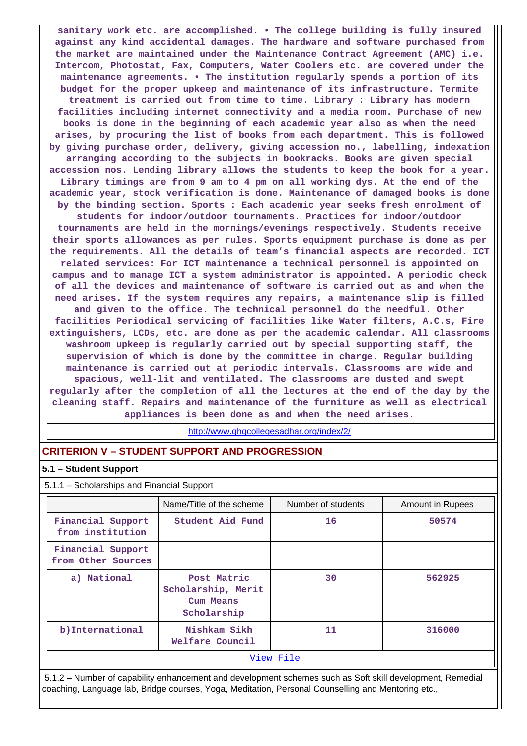sanitary work etc. are accomplished. • The college building is fully insured against any kind accidental damages. The hardware and software purchased from the market are maintained under the Maintenance Contract Agreement (AMC) i.e. Intercom, Photostat, Fax, Computers, Water Coolers etc. are covered under the maintenance agreements. • The institution regularly spends a portion of its budget for the proper upkeep and maintenance of its infrastructure. Termite treatment is carried out from time to time. Library : Library has modern facilities including internet connectivity and a media room. Purchase of new books is done in the beginning of each academic year also as when the need arises, by procuring the list of books from each department. This is followed by giving purchase order, delivery, giving accession no., labelling, indexation arranging according to the subjects in bookracks. Books are given special accession nos. Lending library allows the students to keep the book for a year. Library timings are from 9 am to 4 pm on all working dys. At the end of the academic year, stock verification is done. Maintenance of damaged books is done by the binding section. Sports : Each academic year seeks fresh enrolment of students for indoor/outdoor tournaments. Practices for indoor/outdoor tournaments are held in the mornings/evenings respectively. Students receive their sports allowances as per rules. Sports equipment purchase is done as per the requirements. All the details of team's financial aspects are recorded. ICT related services: For ICT maintenance a technical personnel is appointed on campus and to manage ICT a system administrator is appointed. A periodic check of all the devices and maintenance of software is carried out as and when the need arises. If the system requires any repairs, a maintenance slip is filled and given to the office. The technical personnel do the needful. Other facilities Periodical servicing of facilities like Water filters, A.C.s, Fire extinguishers, LCDs, etc. are done as per the academic calendar. All classrooms washroom upkeep is regularly carried out by special supporting staff, the supervision of which is done by the committee in charge. Regular building maintenance is carried out at periodic intervals. Classrooms are wide and spacious, well-lit and ventilated. The classrooms are dusted and swept regularly after the completion of all the lectures at the end of the day by the cleaning staff. Repairs and maintenance of the furniture as well as electrical appliances is been done as and when the need arises.

http://www.ghgcollegesadhar.org/index/2/

## CRITERION V – STUDENT SUPPORT AND PROGRESSION

### 5.1 – Student Support

5.1.1 – Scholarships and Financial Support

| | Name/Title of the scheme | Number of students | Amount in Rupees |
|---|---|---|---|
| Financial Support from institution | Student Aid Fund | 16 | 50574 |
| Financial Support from Other Sources | | | |
| a) National | Post Matric Scholarship, Merit Cum Means Scholarship | 30 | 562925 |
| b)International | Nishkam Sikh Welfare Council | 11 | 316000 |

View File

5.1.2 – Number of capability enhancement and development schemes such as Soft skill development, Remedial coaching, Language lab, Bridge courses, Yoga, Meditation, Personal Counselling and Mentoring etc.,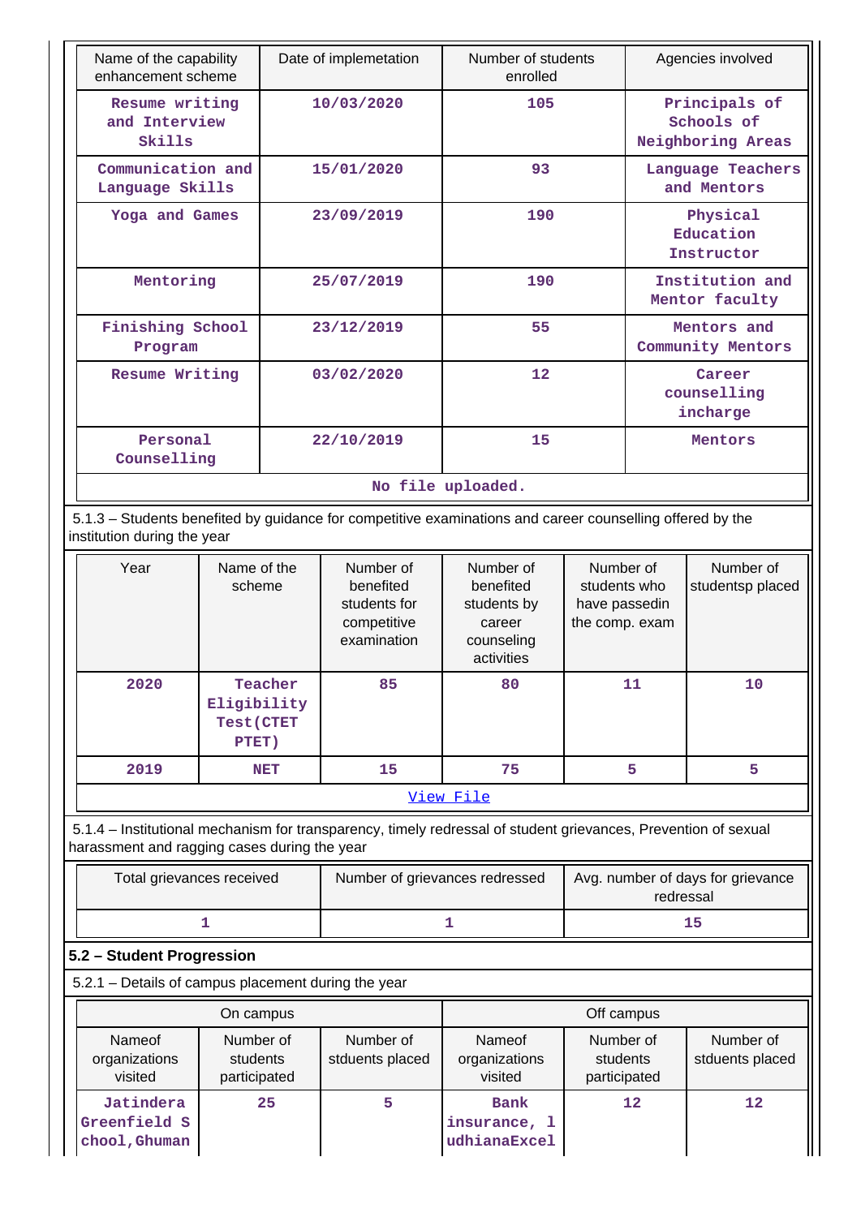| Name of the capability enhancement scheme | Date of implemetation | Number of students enrolled | Agencies involved |
|---|---|---|---|
| Resume writing and Interview Skills | 10/03/2020 | 105 | Principals of Schools of Neighboring Areas |
| Communication and Language Skills | 15/01/2020 | 93 | Language Teachers and Mentors |
| Yoga and Games | 23/09/2019 | 190 | Physical Education Instructor |
| Mentoring | 25/07/2019 | 190 | Institution and Mentor faculty |
| Finishing School Program | 23/12/2019 | 55 | Mentors and Community Mentors |
| Resume Writing | 03/02/2020 | 12 | Career counselling incharge |
| Personal Counselling | 22/10/2019 | 15 | Mentors |
| No file uploaded. | | | |

5.1.3 – Students benefited by guidance for competitive examinations and career counselling offered by the institution during the year

| Year | Name of the scheme | Number of benefited students for competitive examination | Number of benefited students by career counseling activities | Number of students who have passedin the comp. exam | Number of studentsp placed |
|---|---|---|---|---|---|
| 2020 | Teacher Eligibility Test(CTET PTET) | 85 | 80 | 11 | 10 |
| 2019 | NET | 15 | 75 | 5 | 5 |
| View File | | | | | |

5.1.4 – Institutional mechanism for transparency, timely redressal of student grievances, Prevention of sexual harassment and ragging cases during the year

| Total grievances received | Number of grievances redressed | Avg. number of days for grievance redressal |
|---|---|---|
| 1 | 1 | 15 |

## 5.2 – Student Progression

5.2.1 – Details of campus placement during the year

| On campus | | | Off campus | | |
|---|---|---|---|---|---|
| Nameof organizations visited | Number of students participated | Number of stduents placed | Nameof organizations visited | Number of students participated | Number of stduents placed |
| Jatindera Greenfield School,Ghuman | 25 | 5 | Bank insurance, ludhianaExcel | 12 | 12 |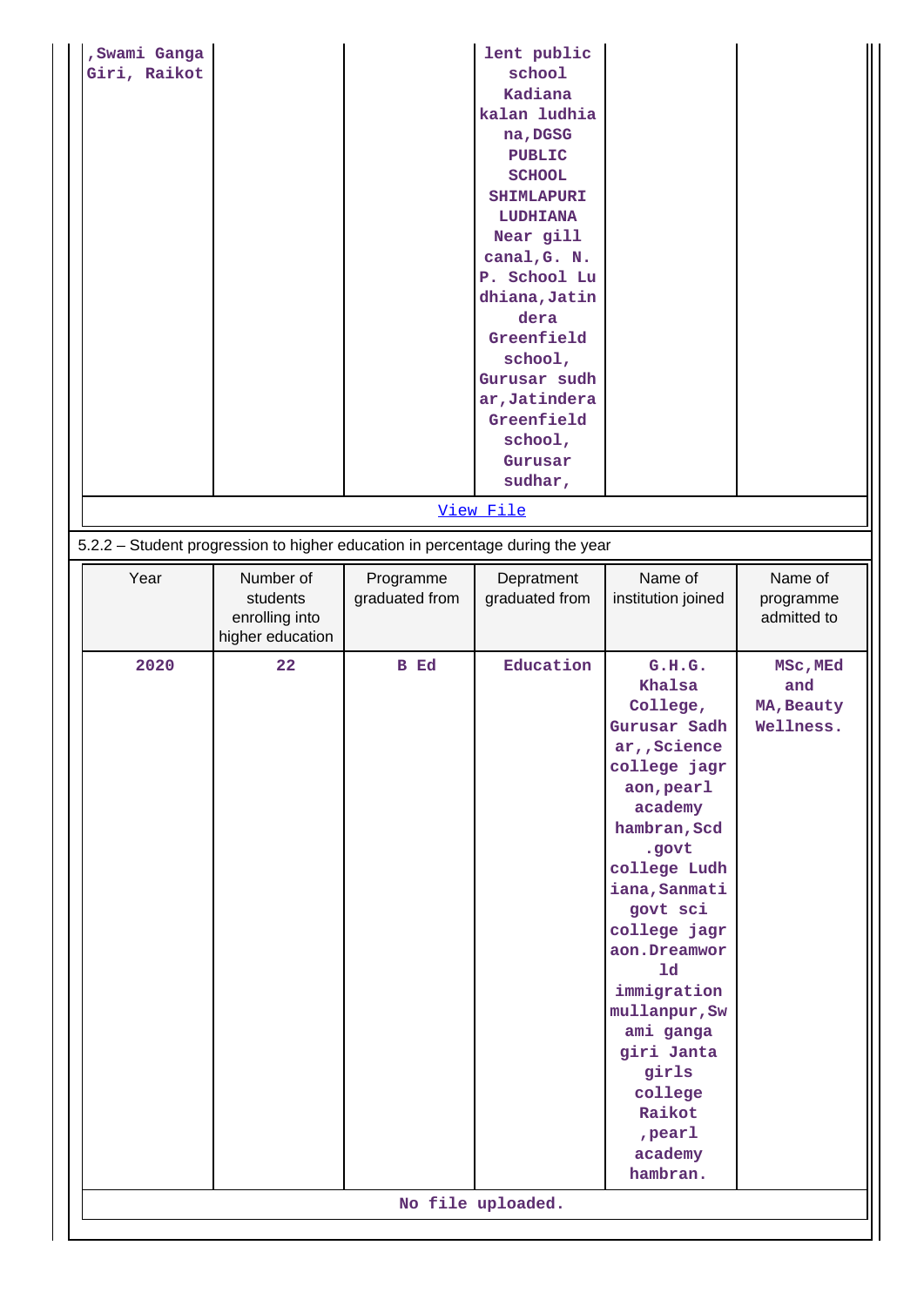| | | | | | |
|---|---|---|---|---|---|
| ,Swami Ganga Giri, Raikot | | | lent public school Kadiana kalan ludhiana,DGSG PUBLIC SCHOOL SHIMLAPURI LUDHIANA Near gill canal,G. N. P. School Ludhiana,Jatindera Greenfield school, Gurusar sudhar,Jatindera Greenfield school, Gurusar sudhar, | | |

[View File]

5.2.2 – Student progression to higher education in percentage during the year

| Year | Number of students enrolling into higher education | Programme graduated from | Depratment graduated from | Name of institution joined | Name of programme admitted to |
|---|---|---|---|---|---|
| 2020 | 22 | B Ed | Education | G.H.G. Khalsa College, Gurusar Sadhar,,Science college jagraon,pearl academy hambran,Scd .govt college Ludhiana,Sanmati govt sci college jagraon.Dreamworld immigration mullanpur,Swami ganga giri Janta girls college Raikot ,pearl academy hambran. | MSc,MEd and MA,Beauty Wellness. |

No file uploaded.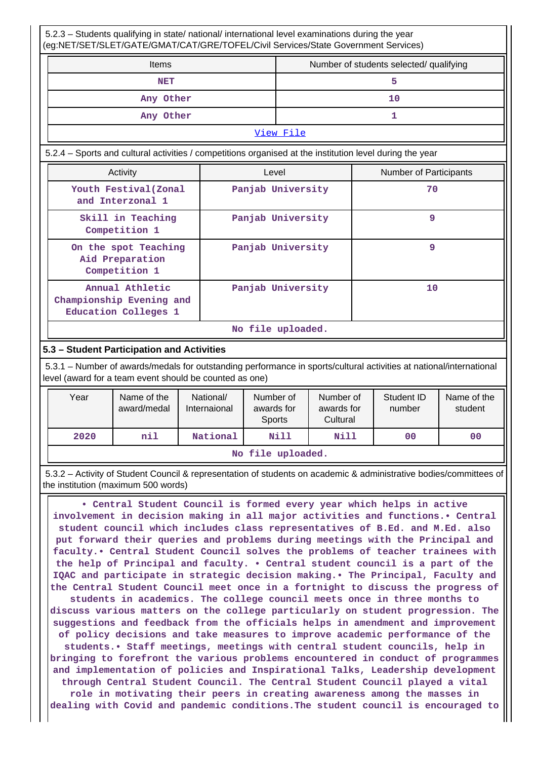5.2.3 – Students qualifying in state/ national/ international level examinations during the year (eg:NET/SET/SLET/GATE/GMAT/CAT/GRE/TOFEL/Civil Services/State Government Services)

| Items | Number of students selected/ qualifying |
|---|---|
| NET | 5 |
| Any Other | 10 |
| Any Other | 1 |
| View File | |

5.2.4 – Sports and cultural activities / competitions organised at the institution level during the year

| Activity | Level | Number of Participants |
|---|---|---|
| Youth Festival(Zonal and Interzonal 1 | Panjab University | 70 |
| Skill in Teaching Competition 1 | Panjab University | 9 |
| On the spot Teaching Aid Preparation Competition 1 | Panjab University | 9 |
| Annual Athletic Championship Evening and Education Colleges 1 | Panjab University | 10 |
| No file uploaded. | | |

### 5.3 – Student Participation and Activities

5.3.1 – Number of awards/medals for outstanding performance in sports/cultural activities at national/international level (award for a team event should be counted as one)

| Year | Name of the award/medal | National/ Internaional | Number of awards for Sports | Number of awards for Cultural | Student ID number | Name of the student |
|---|---|---|---|---|---|---|
| 2020 | nil | National | Nill | Nill | 00 | 00 |
| No file uploaded. | | | | | | |

5.3.2 – Activity of Student Council & representation of students on academic & administrative bodies/committees of the institution (maximum 500 words)

• Central Student Council is formed every year which helps in active involvement in decision making in all major activities and functions.• Central student council which includes class representatives of B.Ed. and M.Ed. also put forward their queries and problems during meetings with the Principal and faculty.• Central Student Council solves the problems of teacher trainees with the help of Principal and faculty. • Central student council is a part of the IQAC and participate in strategic decision making.• The Principal, Faculty and the Central Student Council meet once in a fortnight to discuss the progress of students in academics. The college council meets once in three months to discuss various matters on the college particularly on student progression. The suggestions and feedback from the officials helps in amendment and improvement of policy decisions and take measures to improve academic performance of the students.• Staff meetings, meetings with central student councils, help in bringing to forefront the various problems encountered in conduct of programmes and implementation of policies and Inspirational Talks, Leadership development through Central Student Council. The Central Student Council played a vital role in motivating their peers in creating awareness among the masses in dealing with Covid and pandemic conditions.The student council is encouraged to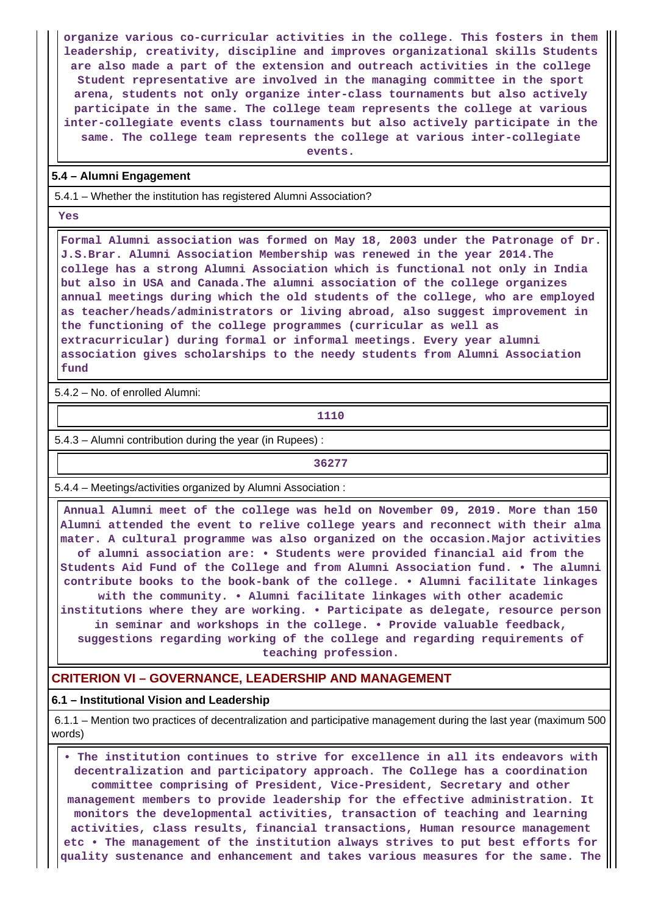organize various co-curricular activities in the college. This fosters in them leadership, creativity, discipline and improves organizational skills Students are also made a part of the extension and outreach activities in the college Student representative are involved in the managing committee in the sport arena, students not only organize inter-class tournaments but also actively participate in the same. The college team represents the college at various inter-collegiate events class tournaments but also actively participate in the same. The college team represents the college at various inter-collegiate events.

**5.4 – Alumni Engagement**

5.4.1 – Whether the institution has registered Alumni Association?

Yes

Formal Alumni association was formed on May 18, 2003 under the Patronage of Dr. J.S.Brar. Alumni Association Membership was renewed in the year 2014.The college has a strong Alumni Association which is functional not only in India but also in USA and Canada.The alumni association of the college organizes annual meetings during which the old students of the college, who are employed as teacher/heads/administrators or living abroad, also suggest improvement in the functioning of the college programmes (curricular as well as extracurricular) during formal or informal meetings. Every year alumni association gives scholarships to the needy students from Alumni Association fund

5.4.2 – No. of enrolled Alumni:

1110

5.4.3 – Alumni contribution during the year (in Rupees) :

36277

5.4.4 – Meetings/activities organized by Alumni Association :

Annual Alumni meet of the college was held on November 09, 2019. More than 150 Alumni attended the event to relive college years and reconnect with their alma mater. A cultural programme was also organized on the occasion.Major activities of alumni association are: • Students were provided financial aid from the Students Aid Fund of the College and from Alumni Association fund. • The alumni contribute books to the book-bank of the college. • Alumni facilitate linkages with the community. • Alumni facilitate linkages with other academic institutions where they are working. • Participate as delegate, resource person in seminar and workshops in the college. • Provide valuable feedback, suggestions regarding working of the college and regarding requirements of teaching profession.

## CRITERION VI – GOVERNANCE, LEADERSHIP AND MANAGEMENT

**6.1 – Institutional Vision and Leadership**

6.1.1 – Mention two practices of decentralization and participative management during the last year (maximum 500 words)

• The institution continues to strive for excellence in all its endeavors with decentralization and participatory approach. The College has a coordination committee comprising of President, Vice-President, Secretary and other management members to provide leadership for the effective administration. It monitors the developmental activities, transaction of teaching and learning activities, class results, financial transactions, Human resource management etc • The management of the institution always strives to put best efforts for quality sustenance and enhancement and takes various measures for the same. The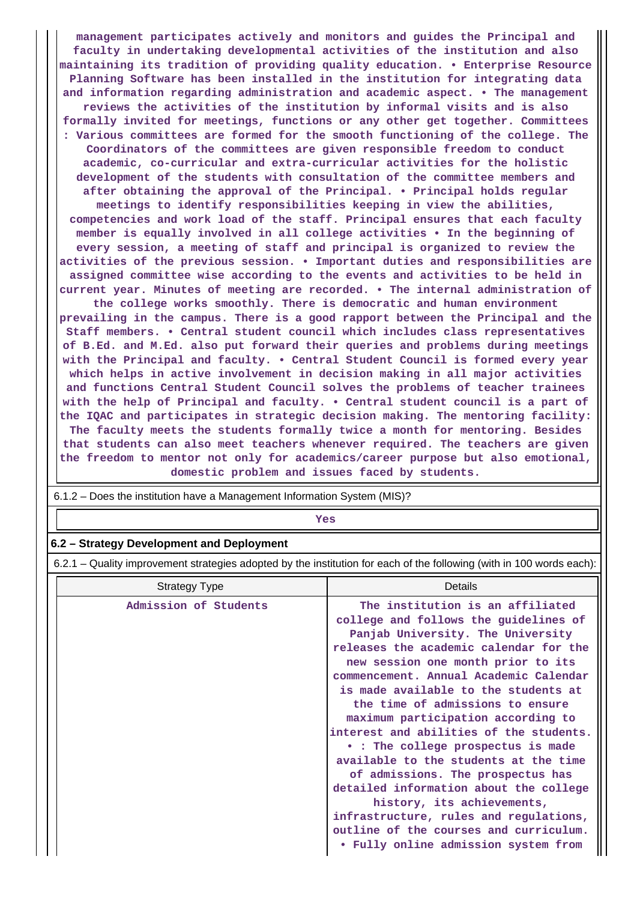management participates actively and monitors and guides the Principal and faculty in undertaking developmental activities of the institution and also maintaining its tradition of providing quality education. • Enterprise Resource Planning Software has been installed in the institution for integrating data and information regarding administration and academic aspect. • The management reviews the activities of the institution by informal visits and is also formally invited for meetings, functions or any other get together. Committees : Various committees are formed for the smooth functioning of the college. The Coordinators of the committees are given responsible freedom to conduct academic, co-curricular and extra-curricular activities for the holistic development of the students with consultation of the committee members and after obtaining the approval of the Principal. • Principal holds regular meetings to identify responsibilities keeping in view the abilities, competencies and work load of the staff. Principal ensures that each faculty member is equally involved in all college activities • In the beginning of every session, a meeting of staff and principal is organized to review the activities of the previous session. • Important duties and responsibilities are assigned committee wise according to the events and activities to be held in current year. Minutes of meeting are recorded. • The internal administration of the college works smoothly. There is democratic and human environment prevailing in the campus. There is a good rapport between the Principal and the Staff members. • Central student council which includes class representatives of B.Ed. and M.Ed. also put forward their queries and problems during meetings with the Principal and faculty. • Central Student Council is formed every year which helps in active involvement in decision making in all major activities and functions Central Student Council solves the problems of teacher trainees with the help of Principal and faculty. • Central student council is a part of the IQAC and participates in strategic decision making. The mentoring facility: The faculty meets the students formally twice a month for mentoring. Besides that students can also meet teachers whenever required. The teachers are given the freedom to mentor not only for academics/career purpose but also emotional, domestic problem and issues faced by students.

6.1.2 – Does the institution have a Management Information System (MIS)?

Yes

### 6.2 – Strategy Development and Deployment

6.2.1 – Quality improvement strategies adopted by the institution for each of the following (with in 100 words each):

| Strategy Type | Details |
|---|---|
| Admission of Students | The institution is an affiliated college and follows the guidelines of Panjab University. The University releases the academic calendar for the new session one month prior to its commencement. Annual Academic Calendar is made available to the students at the time of admissions to ensure maximum participation according to interest and abilities of the students. • : The college prospectus is made available to the students at the time of admissions. The prospectus has detailed information about the college history, its achievements, infrastructure, rules and regulations, outline of the courses and curriculum. • Fully online admission system from |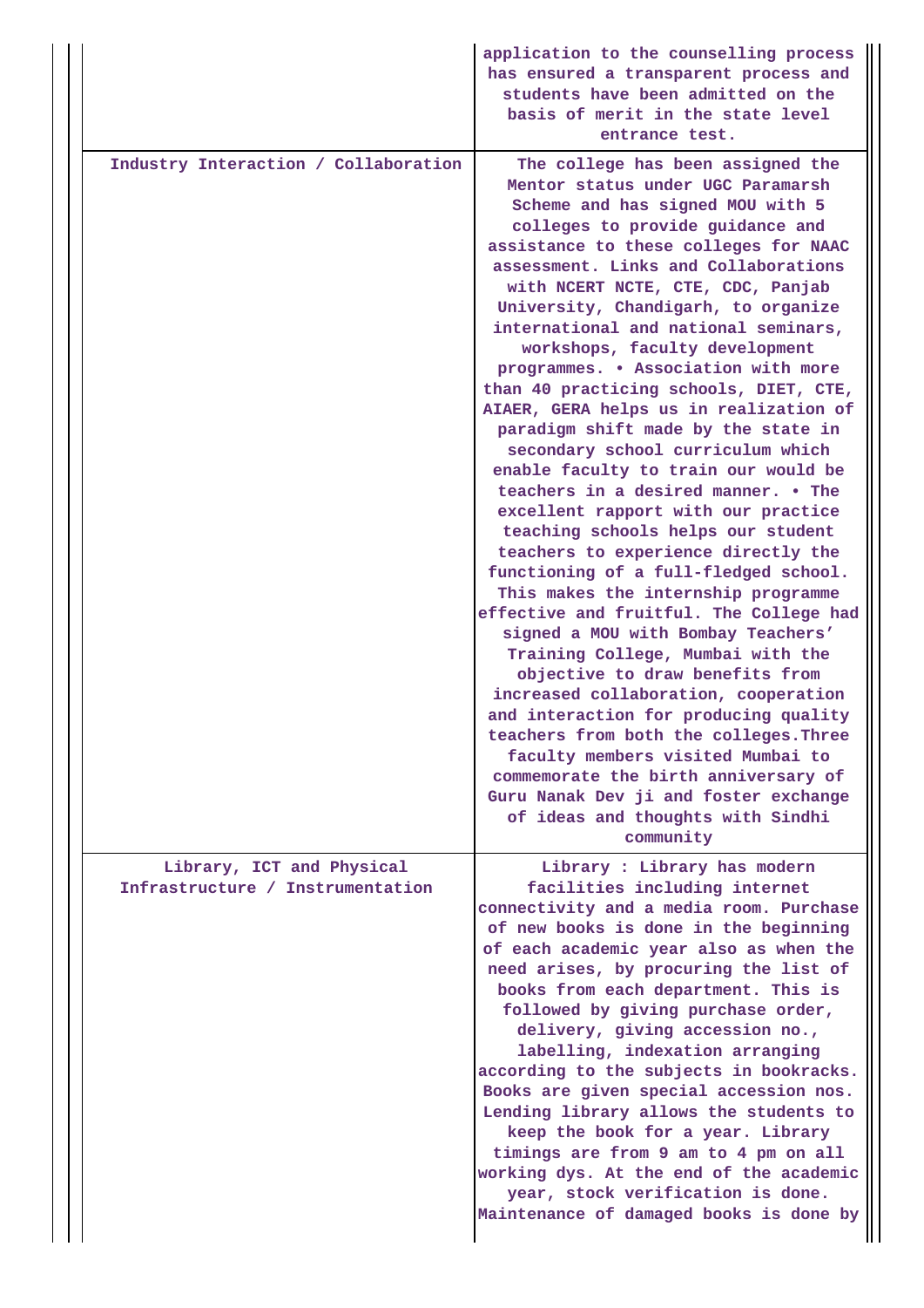| | |
|---|---|
| | application to the counselling process has ensured a transparent process and students have been admitted on the basis of merit in the state level entrance test. |
| Industry Interaction / Collaboration | The college has been assigned the Mentor status under UGC Paramarsh Scheme and has signed MOU with 5 colleges to provide guidance and assistance to these colleges for NAAC assessment. Links and Collaborations with NCERT NCTE, CTE, CDC, Panjab University, Chandigarh, to organize international and national seminars, workshops, faculty development programmes. • Association with more than 40 practicing schools, DIET, CTE, AIAER, GERA helps us in realization of paradigm shift made by the state in secondary school curriculum which enable faculty to train our would be teachers in a desired manner. • The excellent rapport with our practice teaching schools helps our student teachers to experience directly the functioning of a full-fledged school. This makes the internship programme effective and fruitful. The College had signed a MOU with Bombay Teachers' Training College, Mumbai with the objective to draw benefits from increased collaboration, cooperation and interaction for producing quality teachers from both the colleges.Three faculty members visited Mumbai to commemorate the birth anniversary of Guru Nanak Dev ji and foster exchange of ideas and thoughts with Sindhi community |
| Library, ICT and Physical Infrastructure / Instrumentation | Library : Library has modern facilities including internet connectivity and a media room. Purchase of new books is done in the beginning of each academic year also as when the need arises, by procuring the list of books from each department. This is followed by giving purchase order, delivery, giving accession no., labelling, indexation arranging according to the subjects in bookracks. Books are given special accession nos. Lending library allows the students to keep the book for a year. Library timings are from 9 am to 4 pm on all working dys. At the end of the academic year, stock verification is done. Maintenance of damaged books is done by |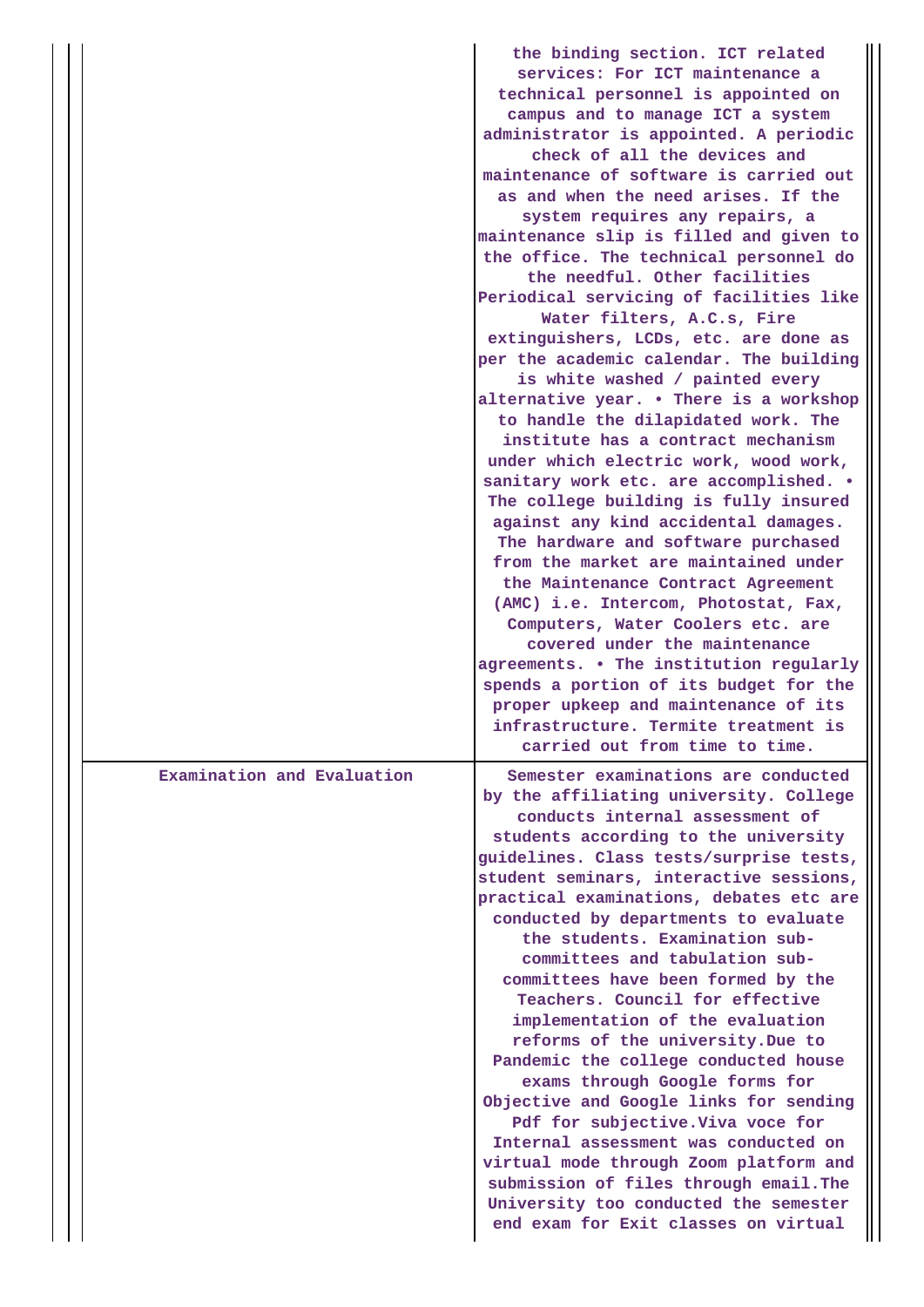| | |
|---|---|
| | the binding section. ICT related services: For ICT maintenance a technical personnel is appointed on campus and to manage ICT a system administrator is appointed. A periodic check of all the devices and maintenance of software is carried out as and when the need arises. If the system requires any repairs, a maintenance slip is filled and given to the office. The technical personnel do the needful. Other facilities Periodical servicing of facilities like Water filters, A.C.s, Fire extinguishers, LCDs, etc. are done as per the academic calendar. The building is white washed / painted every alternative year. • There is a workshop to handle the dilapidated work. The institute has a contract mechanism under which electric work, wood work, sanitary work etc. are accomplished. • The college building is fully insured against any kind accidental damages. The hardware and software purchased from the market are maintained under the Maintenance Contract Agreement (AMC) i.e. Intercom, Photostat, Fax, Computers, Water Coolers etc. are covered under the maintenance agreements. • The institution regularly spends a portion of its budget for the proper upkeep and maintenance of its infrastructure. Termite treatment is carried out from time to time. |
| Examination and Evaluation | Semester examinations are conducted by the affiliating university. College conducts internal assessment of students according to the university guidelines. Class tests/surprise tests, student seminars, interactive sessions, practical examinations, debates etc are conducted by departments to evaluate the students. Examination sub-committees and tabulation sub-committees have been formed by the Teachers. Council for effective implementation of the evaluation reforms of the university.Due to Pandemic the college conducted house exams through Google forms for Objective and Google links for sending Pdf for subjective.Viva voce for Internal assessment was conducted on virtual mode through Zoom platform and submission of files through email.The University too conducted the semester end exam for Exit classes on virtual |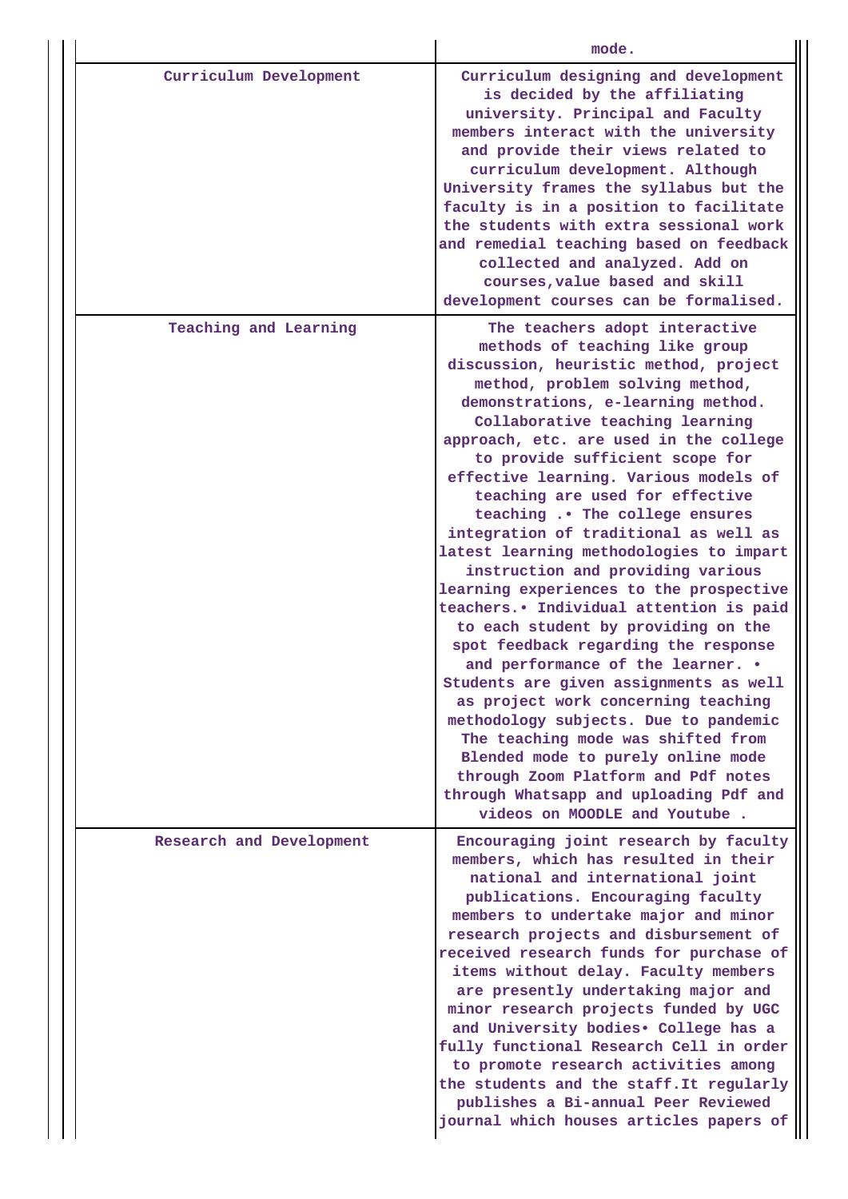| | |
|---|---|
| | mode. |
| Curriculum Development | Curriculum designing and development is decided by the affiliating university. Principal and Faculty members interact with the university and provide their views related to curriculum development. Although University frames the syllabus but the faculty is in a position to facilitate the students with extra sessional work and remedial teaching based on feedback collected and analyzed. Add on courses,value based and skill development courses can be formalised. |
| Teaching and Learning | The teachers adopt interactive methods of teaching like group discussion, heuristic method, project method, problem solving method, demonstrations, e-learning method. Collaborative teaching learning approach, etc. are used in the college to provide sufficient scope for effective learning. Various models of teaching are used for effective teaching .• The college ensures integration of traditional as well as latest learning methodologies to impart instruction and providing various learning experiences to the prospective teachers.• Individual attention is paid to each student by providing on the spot feedback regarding the response and performance of the learner. • Students are given assignments as well as project work concerning teaching methodology subjects. Due to pandemic The teaching mode was shifted from Blended mode to purely online mode through Zoom Platform and Pdf notes through Whatsapp and uploading Pdf and videos on MOODLE and Youtube . |
| Research and Development | Encouraging joint research by faculty members, which has resulted in their national and international joint publications. Encouraging faculty members to undertake major and minor research projects and disbursement of received research funds for purchase of items without delay. Faculty members are presently undertaking major and minor research projects funded by UGC and University bodies• College has a fully functional Research Cell in order to promote research activities among the students and the staff.It regularly publishes a Bi-annual Peer Reviewed journal which houses articles papers of |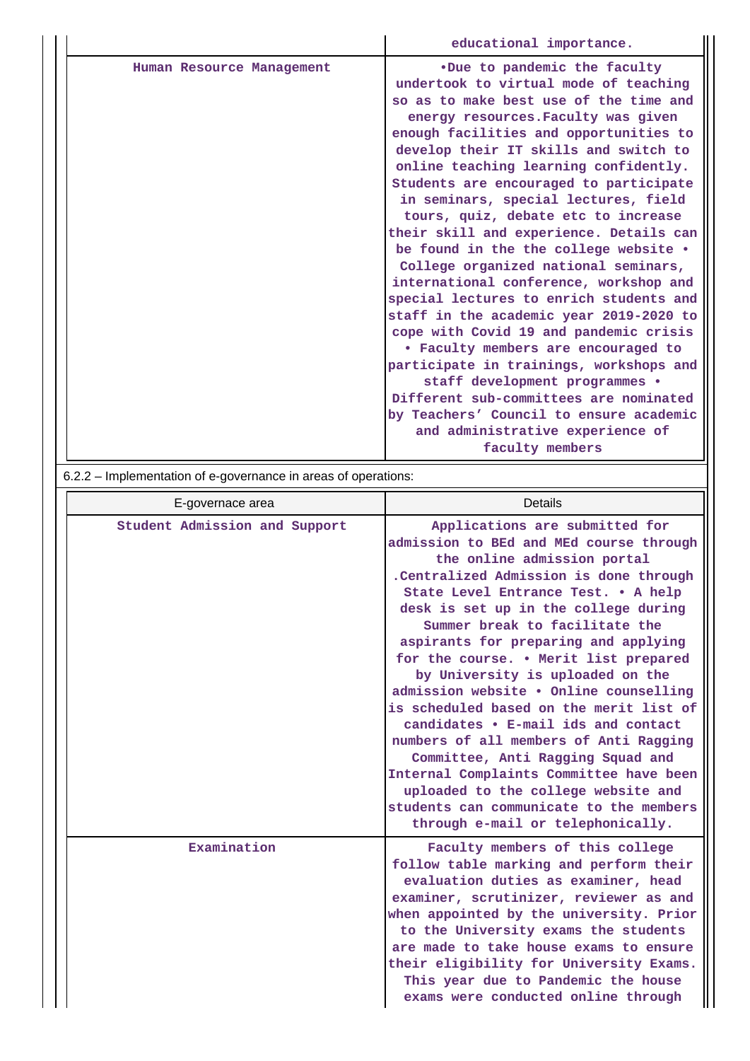| | |
|---|---|
| | educational importance. |
| Human Resource Management | •Due to pandemic the faculty undertook to virtual mode of teaching so as to make best use of the time and energy resources.Faculty was given enough facilities and opportunities to develop their IT skills and switch to online teaching learning confidently. Students are encouraged to participate in seminars, special lectures, field tours, quiz, debate etc to increase their skill and experience. Details can be found in the the college website • College organized national seminars, international conference, workshop and special lectures to enrich students and staff in the academic year 2019-2020 to cope with Covid 19 and pandemic crisis • Faculty members are encouraged to participate in trainings, workshops and staff development programmes • Different sub-committees are nominated by Teachers' Council to ensure academic and administrative experience of faculty members |

6.2.2 – Implementation of e-governance in areas of operations:

| E-governace area | Details |
|---|---|
| Student Admission and Support | Applications are submitted for admission to BEd and MEd course through the online admission portal .Centralized Admission is done through State Level Entrance Test. • A help desk is set up in the college during Summer break to facilitate the aspirants for preparing and applying for the course. • Merit list prepared by University is uploaded on the admission website • Online counselling is scheduled based on the merit list of candidates • E-mail ids and contact numbers of all members of Anti Ragging Committee, Anti Ragging Squad and Internal Complaints Committee have been uploaded to the college website and students can communicate to the members through e-mail or telephonically. |
| Examination | Faculty members of this college follow table marking and perform their evaluation duties as examiner, head examiner, scrutinizer, reviewer as and when appointed by the university. Prior to the University exams the students are made to take house exams to ensure their eligibility for University Exams. This year due to Pandemic the house exams were conducted online through |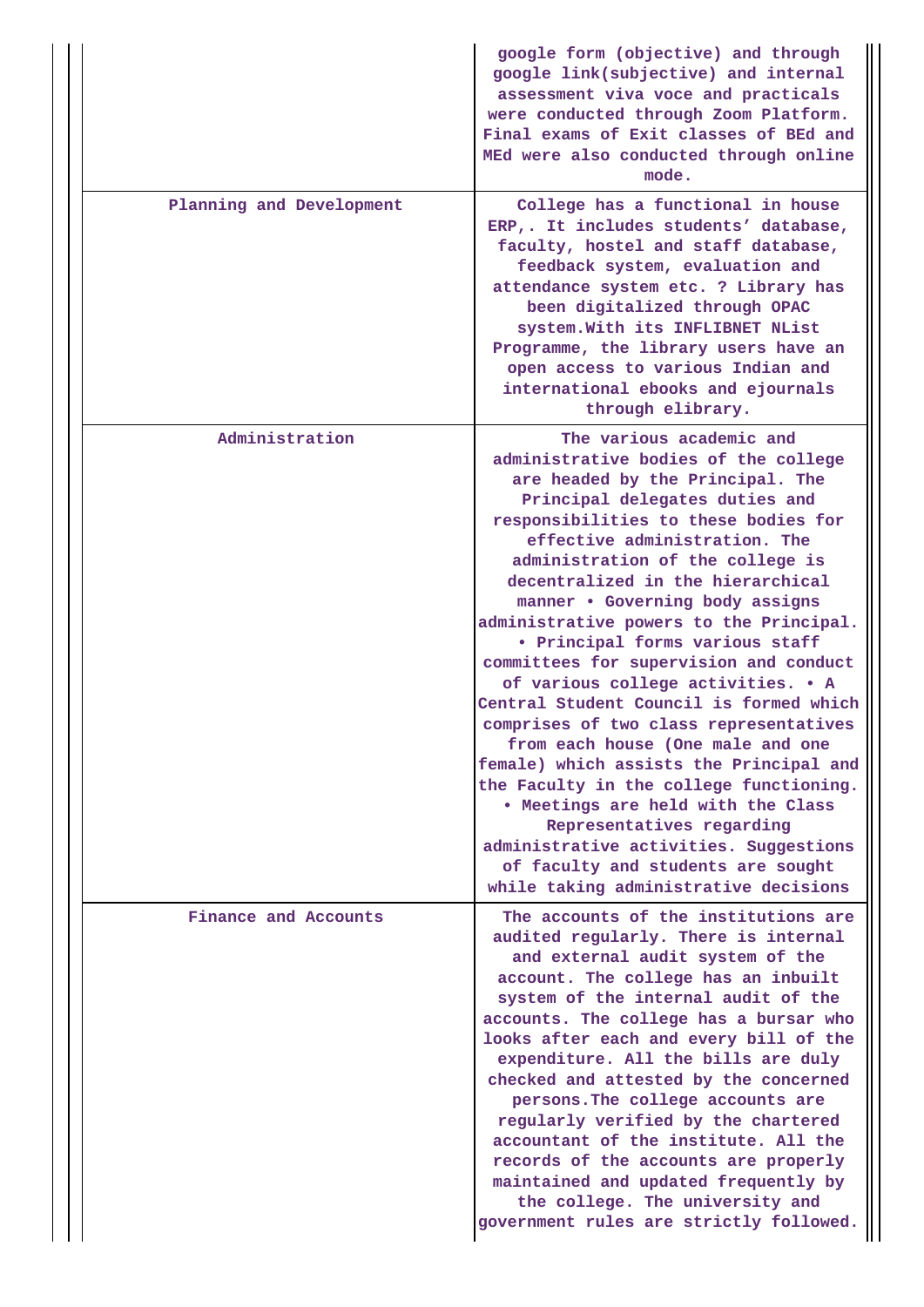| | |
|---|---|
| | google form (objective) and through google link(subjective) and internal assessment viva voce and practicals were conducted through Zoom Platform. Final exams of Exit classes of BEd and MEd were also conducted through online mode. |
| Planning and Development | College has a functional in house ERP,. It includes students' database, faculty, hostel and staff database, feedback system, evaluation and attendance system etc. ? Library has been digitalized through OPAC system.With its INFLIBNET NList Programme, the library users have an open access to various Indian and international ebooks and ejournals through elibrary. |
| Administration | The various academic and administrative bodies of the college are headed by the Principal. The Principal delegates duties and responsibilities to these bodies for effective administration. The administration of the college is decentralized in the hierarchical manner • Governing body assigns administrative powers to the Principal. • Principal forms various staff committees for supervision and conduct of various college activities. • A Central Student Council is formed which comprises of two class representatives from each house (One male and one female) which assists the Principal and the Faculty in the college functioning. • Meetings are held with the Class Representatives regarding administrative activities. Suggestions of faculty and students are sought while taking administrative decisions |
| Finance and Accounts | The accounts of the institutions are audited regularly. There is internal and external audit system of the account. The college has an inbuilt system of the internal audit of the accounts. The college has a bursar who looks after each and every bill of the expenditure. All the bills are duly checked and attested by the concerned persons.The college accounts are regularly verified by the chartered accountant of the institute. All the records of the accounts are properly maintained and updated frequently by the college. The university and government rules are strictly followed. |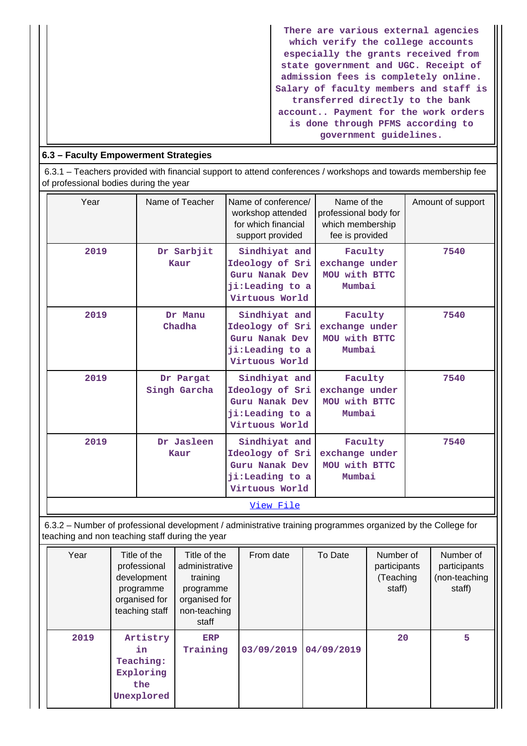| | There are various external agencies which verify the college accounts especially the grants received from state government and UGC. Receipt of admission fees is completely online. Salary of faculty members and staff is transferred directly to the bank account.. Payment for the work orders is done through PFMS according to government guidelines. |
|---|---|

### 6.3 – Faculty Empowerment Strategies

6.3.1 – Teachers provided with financial support to attend conferences / workshops and towards membership fee of professional bodies during the year

| Year | Name of Teacher | Name of conference/ workshop attended for which financial support provided | Name of the professional body for which membership fee is provided | Amount of support |
|---|---|---|---|---|
| 2019 | Dr Sarbjit Kaur | Sindhiyat and Ideology of Sri Guru Nanak Dev ji:Leading to a Virtuous World | Faculty exchange under MOU with BTTC Mumbai | 7540 |
| 2019 | Dr Manu Chadha | Sindhiyat and Ideology of Sri Guru Nanak Dev ji:Leading to a Virtuous World | Faculty exchange under MOU with BTTC Mumbai | 7540 |
| 2019 | Dr Pargat Singh Garcha | Sindhiyat and Ideology of Sri Guru Nanak Dev ji:Leading to a Virtuous World | Faculty exchange under MOU with BTTC Mumbai | 7540 |
| 2019 | Dr Jasleen Kaur | Sindhiyat and Ideology of Sri Guru Nanak Dev ji:Leading to a Virtuous World | Faculty exchange under MOU with BTTC Mumbai | 7540 |

View File

6.3.2 – Number of professional development / administrative training programmes organized by the College for teaching and non teaching staff during the year

| Year | Title of the professional development programme organised for teaching staff | Title of the administrative training programme organised for non-teaching staff | From date | To Date | Number of participants (Teaching staff) | Number of participants (non-teaching staff) |
|---|---|---|---|---|---|---|
| 2019 | Artistry in Teaching: Exploring the Unexplored | ERP Training | 03/09/2019 | 04/09/2019 | 20 | 5 |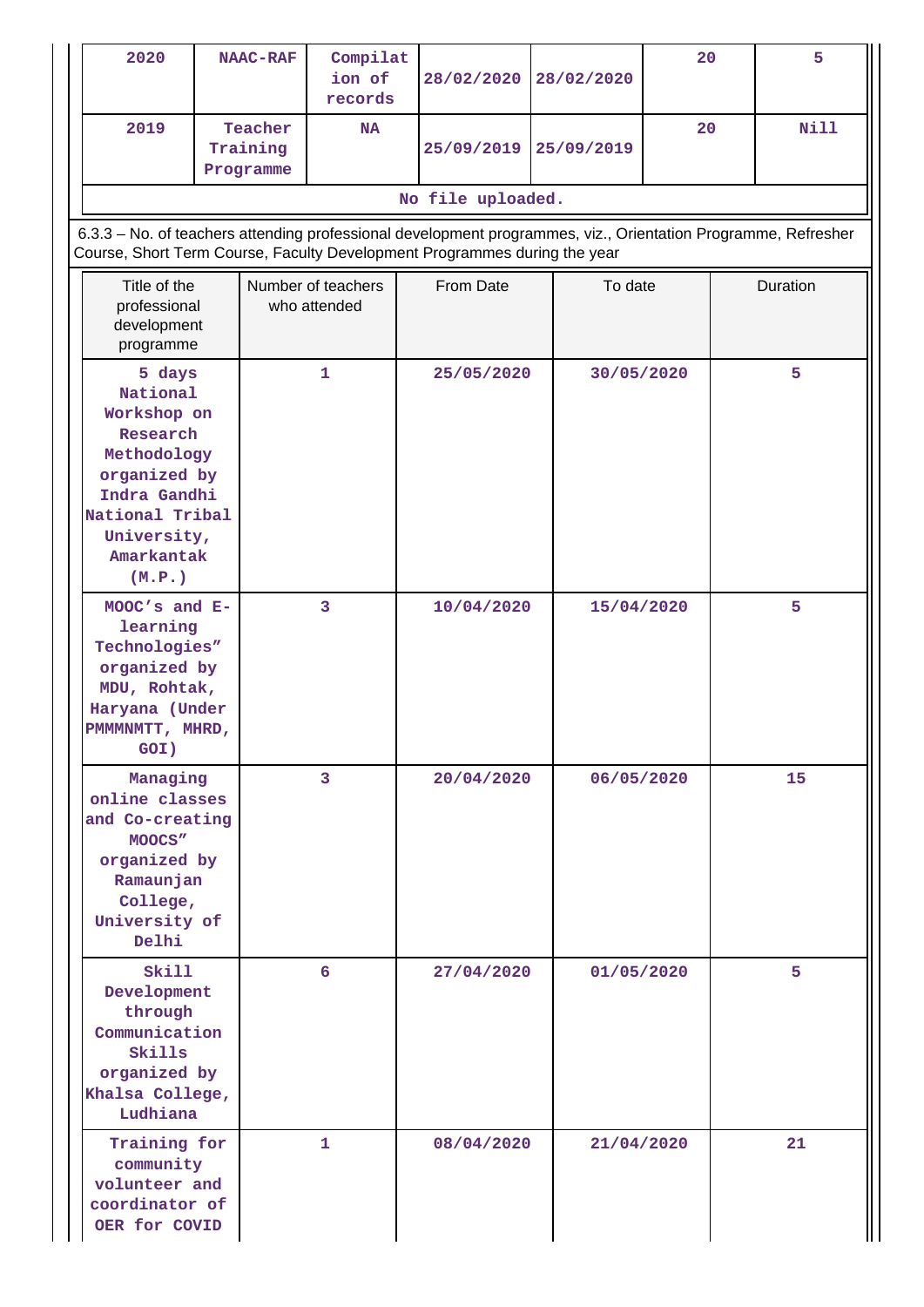| 2020 | NAAC-RAF | Compilation of records | 28/02/2020 | 28/02/2020 | 20 | 5 |
|---|---|---|---|---|---|---|
| 2019 | Teacher Training Programme | NA | 25/09/2019 | 25/09/2019 | 20 | Nill |

No file uploaded.

6.3.3 – No. of teachers attending professional development programmes, viz., Orientation Programme, Refresher Course, Short Term Course, Faculty Development Programmes during the year

| Title of the professional development programme | Number of teachers who attended | From Date | To date | Duration |
|---|---|---|---|---|
| 5 days National Workshop on Research Methodology organized by Indra Gandhi National Tribal University, Amarkantak (M.P.) | 1 | 25/05/2020 | 30/05/2020 | 5 |
| MOOC's and E-learning Technologies" organized by MDU, Rohtak, Haryana (Under PMMMNMTT, MHRD, GOI) | 3 | 10/04/2020 | 15/04/2020 | 5 |
| Managing online classes and Co-creating MOOCS" organized by Ramaunjan College, University of Delhi | 3 | 20/04/2020 | 06/05/2020 | 15 |
| Skill Development through Communication Skills organized by Khalsa College, Ludhiana | 6 | 27/04/2020 | 01/05/2020 | 5 |
| Training for community volunteer and coordinator of OER for COVID | 1 | 08/04/2020 | 21/04/2020 | 21 |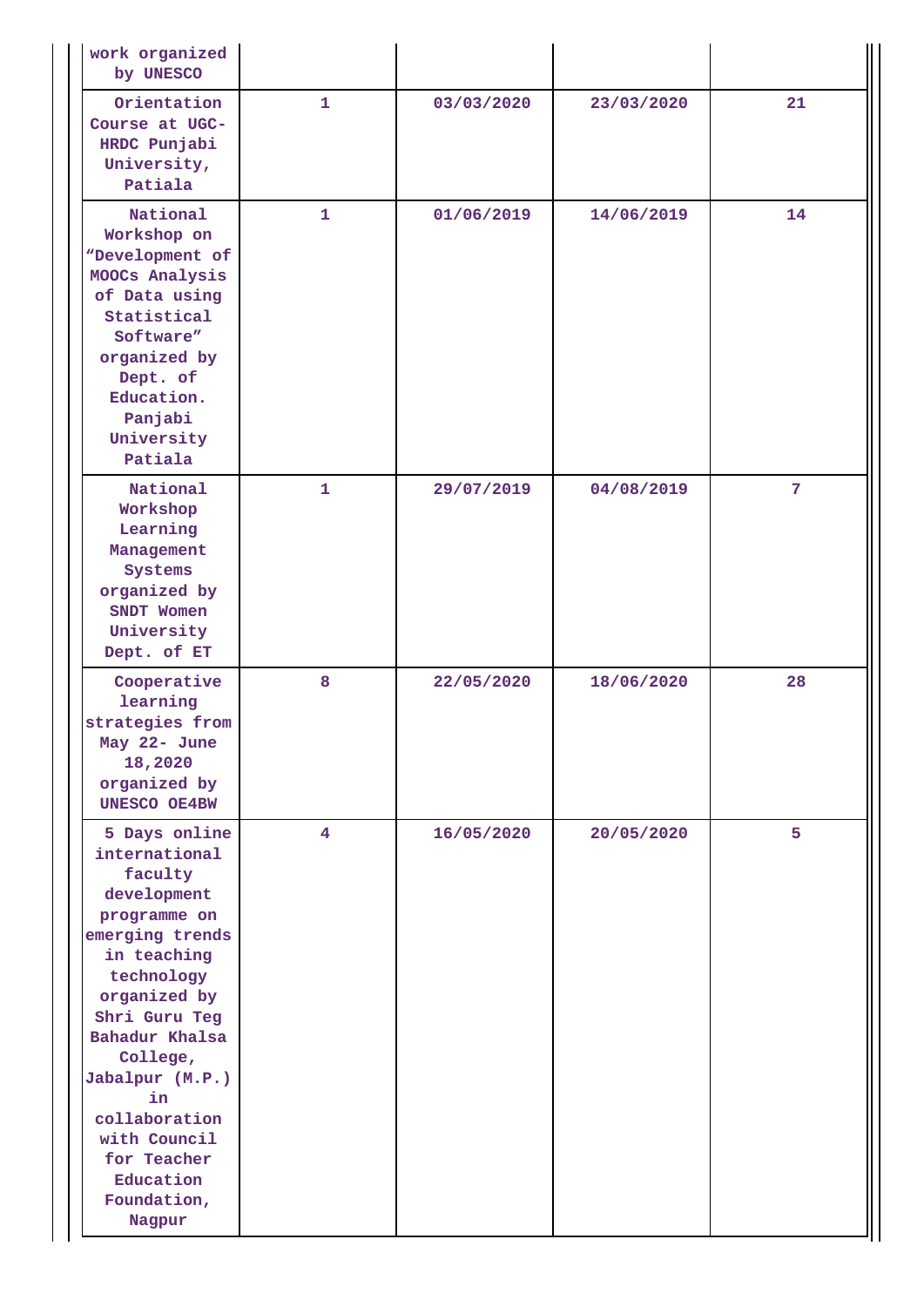| | | | | |
|---|---|---|---|---|
| work organized by UNESCO | | | | |
| Orientation Course at UGC-HRDC Punjabi University, Patiala | 1 | 03/03/2020 | 23/03/2020 | 21 |
| National Workshop on "Development of MOOCs Analysis of Data using Statistical Software" organized by Dept. of Education. Panjabi University Patiala | 1 | 01/06/2019 | 14/06/2019 | 14 |
| National Workshop Learning Management Systems organized by SNDT Women University Dept. of ET | 1 | 29/07/2019 | 04/08/2019 | 7 |
| Cooperative learning strategies from May 22- June 18,2020 organized by UNESCO OE4BW | 8 | 22/05/2020 | 18/06/2020 | 28 |
| 5 Days online international faculty development programme on emerging trends in teaching technology organized by Shri Guru Teg Bahadur Khalsa College, Jabalpur (M.P.) in collaboration with Council for Teacher Education Foundation, Nagpur | 4 | 16/05/2020 | 20/05/2020 | 5 |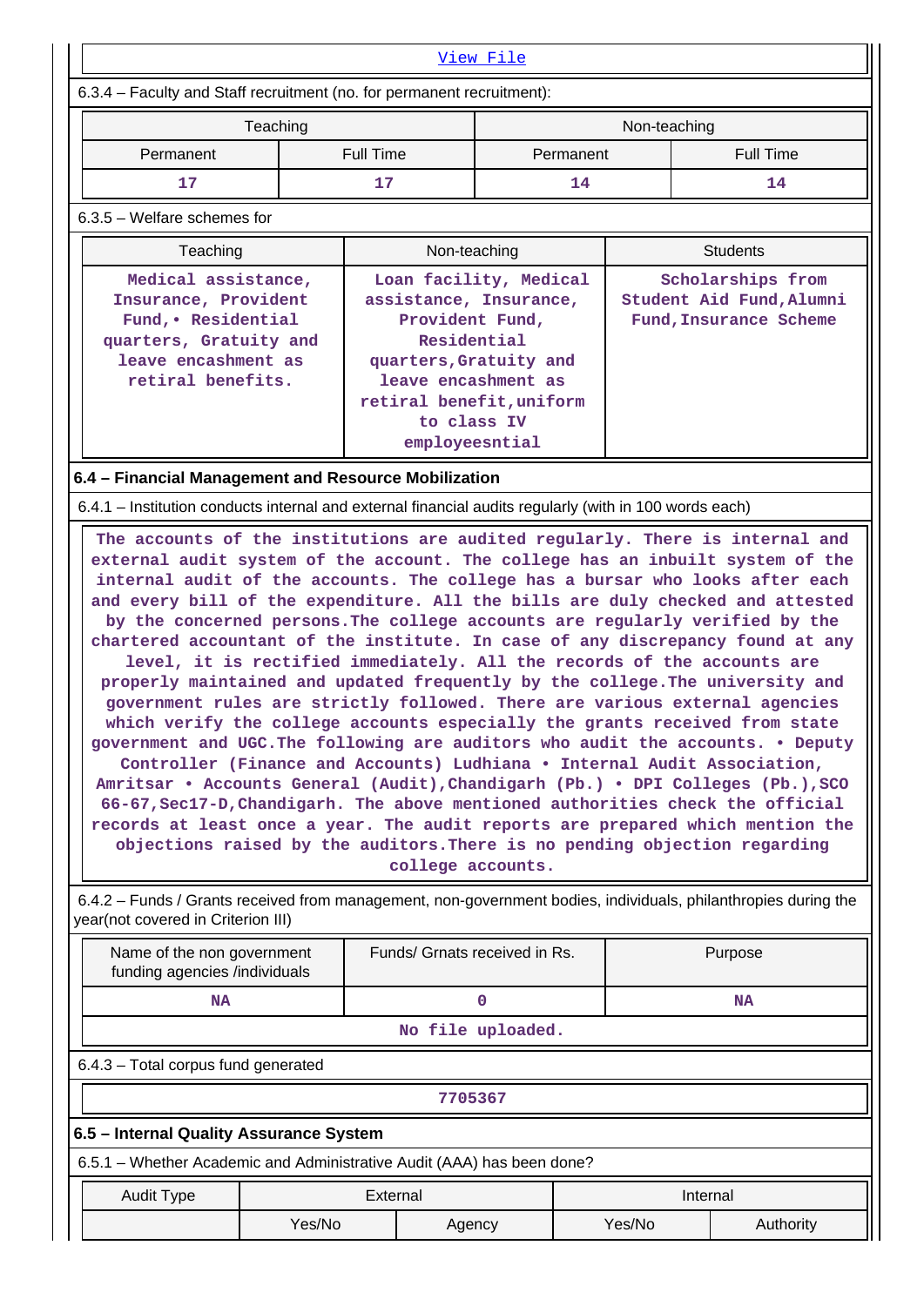[View File]

6.3.4 – Faculty and Staff recruitment (no. for permanent recruitment):

| Teaching | | Non-teaching | |
|---|---|---|---|
| Permanent | Full Time | Permanent | Full Time |
| 17 | 17 | 14 | 14 |

6.3.5 – Welfare schemes for

| Teaching | Non-teaching | Students |
|---|---|---|
| Medical assistance, Insurance, Provident Fund,• Residential quarters, Gratuity and leave encashment as retiral benefits. | Loan facility, Medical assistance, Insurance, Provident Fund, Residential quarters,Gratuity and leave encashment as retiral benefit,uniform to class IV employeesntial | Scholarships from Student Aid Fund,Alumni Fund,Insurance Scheme |

**6.4 – Financial Management and Resource Mobilization**

6.4.1 – Institution conducts internal and external financial audits regularly (with in 100 words each)

The accounts of the institutions are audited regularly. There is internal and external audit system of the account. The college has an inbuilt system of the internal audit of the accounts. The college has a bursar who looks after each and every bill of the expenditure. All the bills are duly checked and attested by the concerned persons.The college accounts are regularly verified by the chartered accountant of the institute. In case of any discrepancy found at any level, it is rectified immediately. All the records of the accounts are properly maintained and updated frequently by the college.The university and government rules are strictly followed. There are various external agencies which verify the college accounts especially the grants received from state government and UGC.The following are auditors who audit the accounts. • Deputy Controller (Finance and Accounts) Ludhiana • Internal Audit Association, Amritsar • Accounts General (Audit),Chandigarh (Pb.) • DPI Colleges (Pb.),SCO 66-67,Sec17-D,Chandigarh. The above mentioned authorities check the official records at least once a year. The audit reports are prepared which mention the objections raised by the auditors.There is no pending objection regarding college accounts.

6.4.2 – Funds / Grants received from management, non-government bodies, individuals, philanthropies during the year(not covered in Criterion III)

| Name of the non government funding agencies /individuals | Funds/ Grnats received in Rs. | Purpose |
|---|---|---|
| NA | 0 | NA |
| No file uploaded. | | |

6.4.3 – Total corpus fund generated

7705367

**6.5 – Internal Quality Assurance System**

6.5.1 – Whether Academic and Administrative Audit (AAA) has been done?

| Audit Type | External | | Internal | |
|---|---|---|---|---|
| | Yes/No | Agency | Yes/No | Authority |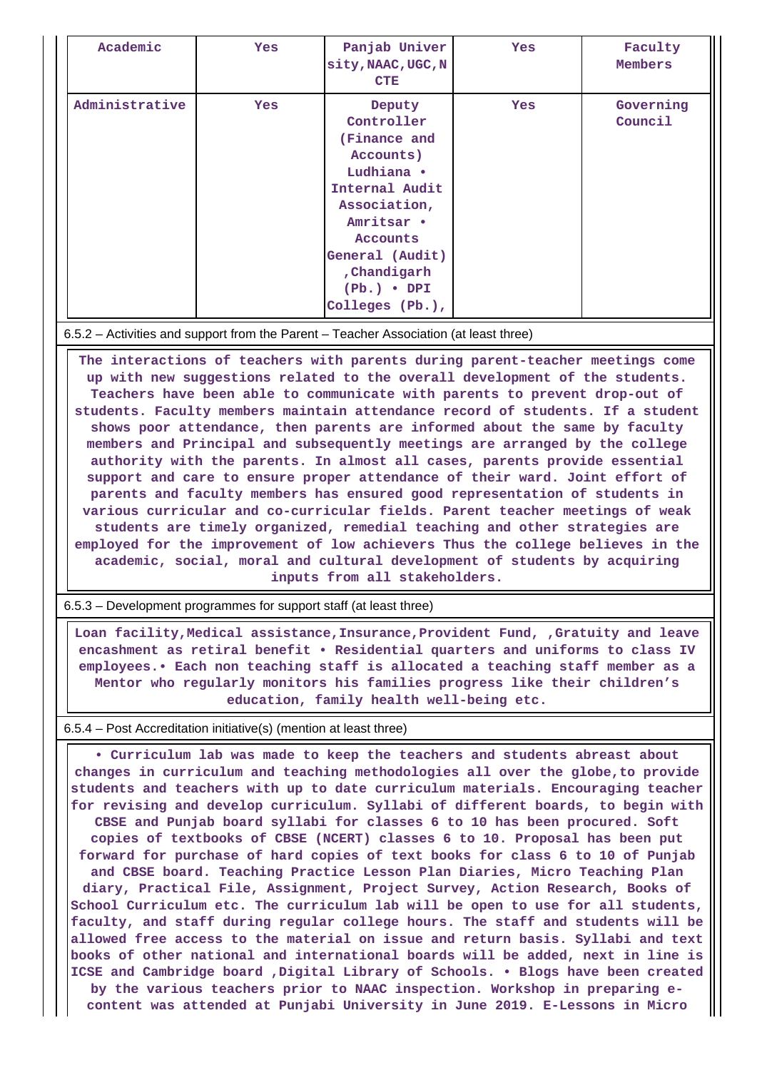| Academic | Yes | Panjab University,NAAC,UGC,NCTE | Yes | Faculty Members |
|---|---|---|---|---|
| Administrative | Yes | Deputy Controller (Finance and Accounts) Ludhiana • Internal Audit Association, Amritsar • Accounts General (Audit) ,Chandigarh (Pb.) • DPI Colleges (Pb.), | Yes | Governing Council |

6.5.2 – Activities and support from the Parent – Teacher Association (at least three)

The interactions of teachers with parents during parent-teacher meetings come up with new suggestions related to the overall development of the students. Teachers have been able to communicate with parents to prevent drop-out of students. Faculty members maintain attendance record of students. If a student shows poor attendance, then parents are informed about the same by faculty members and Principal and subsequently meetings are arranged by the college authority with the parents. In almost all cases, parents provide essential support and care to ensure proper attendance of their ward. Joint effort of parents and faculty members has ensured good representation of students in various curricular and co-curricular fields. Parent teacher meetings of weak students are timely organized, remedial teaching and other strategies are employed for the improvement of low achievers Thus the college believes in the academic, social, moral and cultural development of students by acquiring inputs from all stakeholders.

6.5.3 – Development programmes for support staff (at least three)

Loan facility,Medical assistance,Insurance,Provident Fund, ,Gratuity and leave encashment as retiral benefit • Residential quarters and uniforms to class IV employees.• Each non teaching staff is allocated a teaching staff member as a Mentor who regularly monitors his families progress like their children's education, family health well-being etc.

6.5.4 – Post Accreditation initiative(s) (mention at least three)

• Curriculum lab was made to keep the teachers and students abreast about changes in curriculum and teaching methodologies all over the globe,to provide students and teachers with up to date curriculum materials. Encouraging teacher for revising and develop curriculum. Syllabi of different boards, to begin with CBSE and Punjab board syllabi for classes 6 to 10 has been procured. Soft copies of textbooks of CBSE (NCERT) classes 6 to 10. Proposal has been put forward for purchase of hard copies of text books for class 6 to 10 of Punjab and CBSE board. Teaching Practice Lesson Plan Diaries, Micro Teaching Plan diary, Practical File, Assignment, Project Survey, Action Research, Books of School Curriculum etc. The curriculum lab will be open to use for all students, faculty, and staff during regular college hours. The staff and students will be allowed free access to the material on issue and return basis. Syllabi and text books of other national and international boards will be added, next in line is ICSE and Cambridge board ,Digital Library of Schools. • Blogs have been created by the various teachers prior to NAAC inspection. Workshop in preparing e-content was attended at Punjabi University in June 2019. E-Lessons in Micro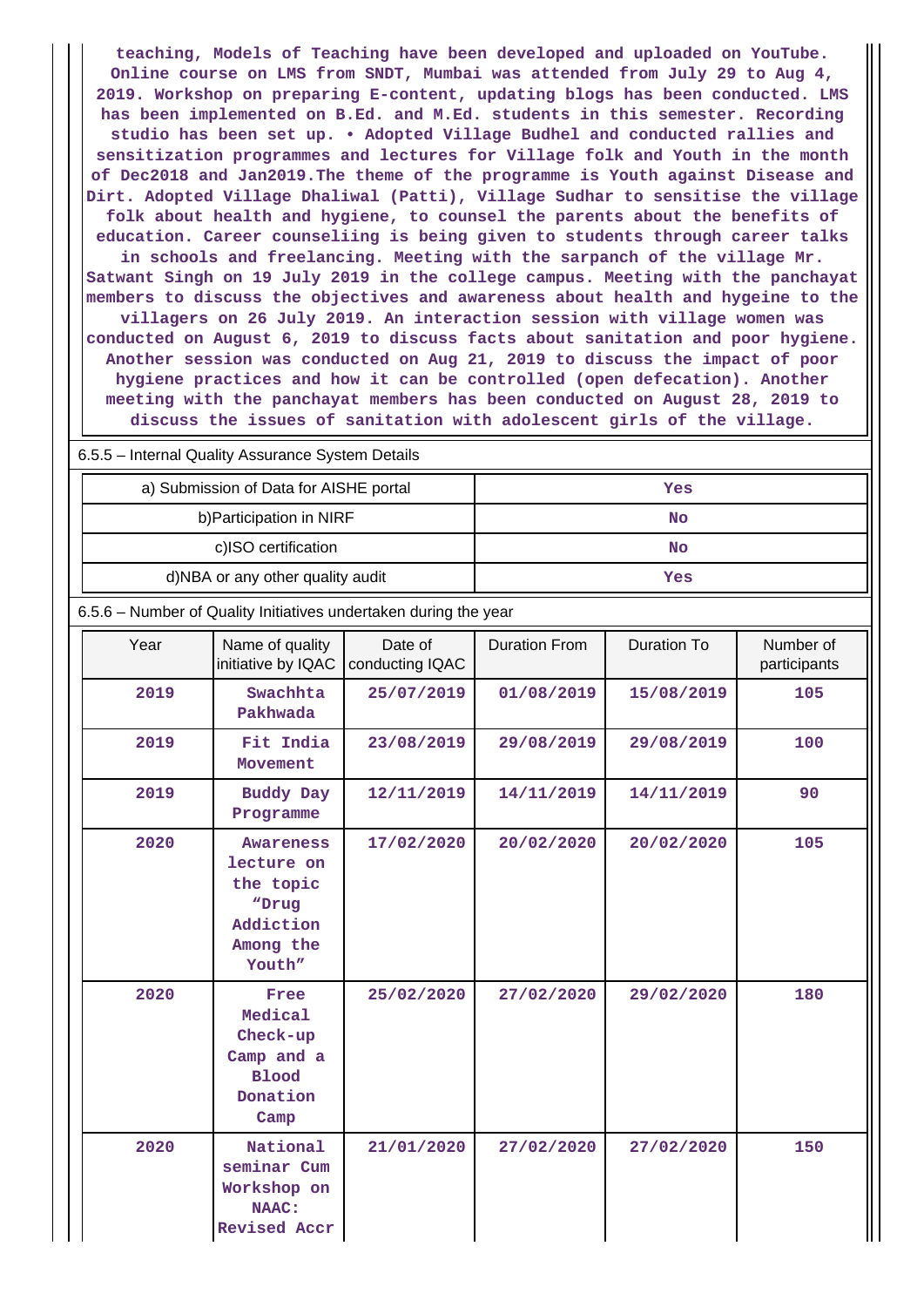teaching, Models of Teaching have been developed and uploaded on YouTube. Online course on LMS from SNDT, Mumbai was attended from July 29 to Aug 4, 2019. Workshop on preparing E-content, updating blogs has been conducted. LMS has been implemented on B.Ed. and M.Ed. students in this semester. Recording studio has been set up. • Adopted Village Budhel and conducted rallies and sensitization programmes and lectures for Village folk and Youth in the month of Dec2018 and Jan2019.The theme of the programme is Youth against Disease and Dirt. Adopted Village Dhaliwal (Patti), Village Sudhar to sensitise the village folk about health and hygiene, to counsel the parents about the benefits of education. Career counseliing is being given to students through career talks in schools and freelancing. Meeting with the sarpanch of the village Mr. Satwant Singh on 19 July 2019 in the college campus. Meeting with the panchayat members to discuss the objectives and awareness about health and hygeine to the villagers on 26 July 2019. An interaction session with village women was conducted on August 6, 2019 to discuss facts about sanitation and poor hygiene. Another session was conducted on Aug 21, 2019 to discuss the impact of poor hygiene practices and how it can be controlled (open defecation). Another meeting with the panchayat members has been conducted on August 28, 2019 to discuss the issues of sanitation with adolescent girls of the village.

6.5.5 – Internal Quality Assurance System Details

| | |
|---|---|
| a) Submission of Data for AISHE portal | Yes |
| b)Participation in NIRF | No |
| c)ISO certification | No |
| d)NBA or any other quality audit | Yes |

6.5.6 – Number of Quality Initiatives undertaken during the year

| Year | Name of quality initiative by IQAC | Date of conducting IQAC | Duration From | Duration To | Number of participants |
|---|---|---|---|---|---|
| 2019 | Swachhta Pakhwada | 25/07/2019 | 01/08/2019 | 15/08/2019 | 105 |
| 2019 | Fit India Movement | 23/08/2019 | 29/08/2019 | 29/08/2019 | 100 |
| 2019 | Buddy Day Programme | 12/11/2019 | 14/11/2019 | 14/11/2019 | 90 |
| 2020 | Awareness lecture on the topic “Drug Addiction Among the Youth” | 17/02/2020 | 20/02/2020 | 20/02/2020 | 105 |
| 2020 | Free Medical Check-up Camp and a Blood Donation Camp | 25/02/2020 | 27/02/2020 | 29/02/2020 | 180 |
| 2020 | National seminar Cum Workshop on NAAC: Revised Accr | 21/01/2020 | 27/02/2020 | 27/02/2020 | 150 |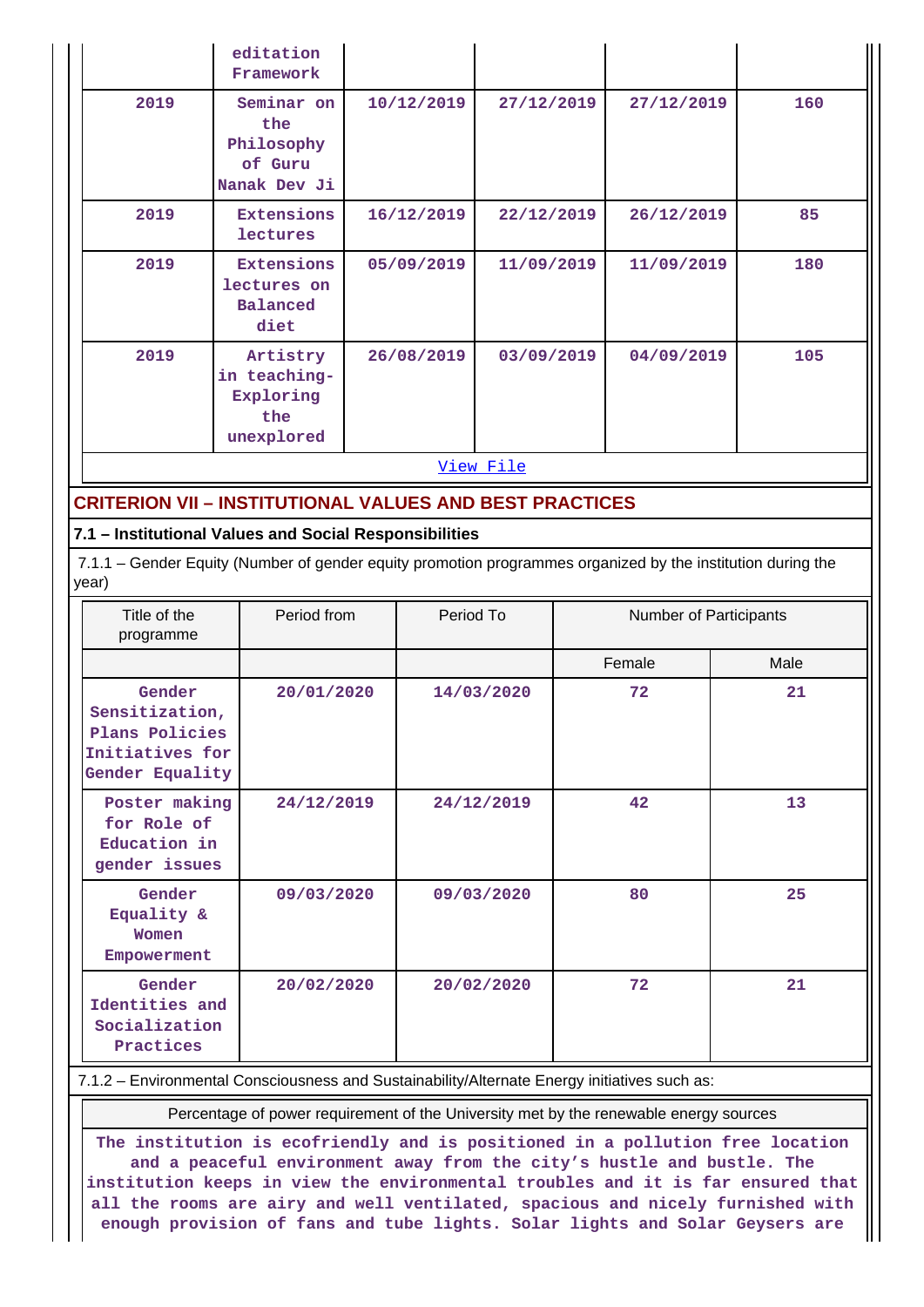| | editation Framework | | | | |
|---|---|---|---|---|---|
| 2019 | Seminar on the Philosophy of Guru Nanak Dev Ji | 10/12/2019 | 27/12/2019 | 27/12/2019 | 160 |
| 2019 | Extensions lectures | 16/12/2019 | 22/12/2019 | 26/12/2019 | 85 |
| 2019 | Extensions lectures on Balanced diet | 05/09/2019 | 11/09/2019 | 11/09/2019 | 180 |
| 2019 | Artistry in teaching-Exploring the unexplored | 26/08/2019 | 03/09/2019 | 04/09/2019 | 105 |

View File

## CRITERION VII – INSTITUTIONAL VALUES AND BEST PRACTICES

### 7.1 – Institutional Values and Social Responsibilities

7.1.1 – Gender Equity (Number of gender equity promotion programmes organized by the institution during the year)

| Title of the programme | Period from | Period To | Number of Participants | |
|---|---|---|---|---|
| | | | Female | Male |
| Gender Sensitization, Plans Policies Initiatives for Gender Equality | 20/01/2020 | 14/03/2020 | 72 | 21 |
| Poster making for Role of Education in gender issues | 24/12/2019 | 24/12/2019 | 42 | 13 |
| Gender Equality & Women Empowerment | 09/03/2020 | 09/03/2020 | 80 | 25 |
| Gender Identities and Socialization Practices | 20/02/2020 | 20/02/2020 | 72 | 21 |

7.1.2 – Environmental Consciousness and Sustainability/Alternate Energy initiatives such as:

| Percentage of power requirement of the University met by the renewable energy sources |
|---|
| The institution is ecofriendly and is positioned in a pollution free location and a peaceful environment away from the city's hustle and bustle. The institution keeps in view the environmental troubles and it is far ensured that all the rooms are airy and well ventilated, spacious and nicely furnished with enough provision of fans and tube lights. Solar lights and Solar Geysers are |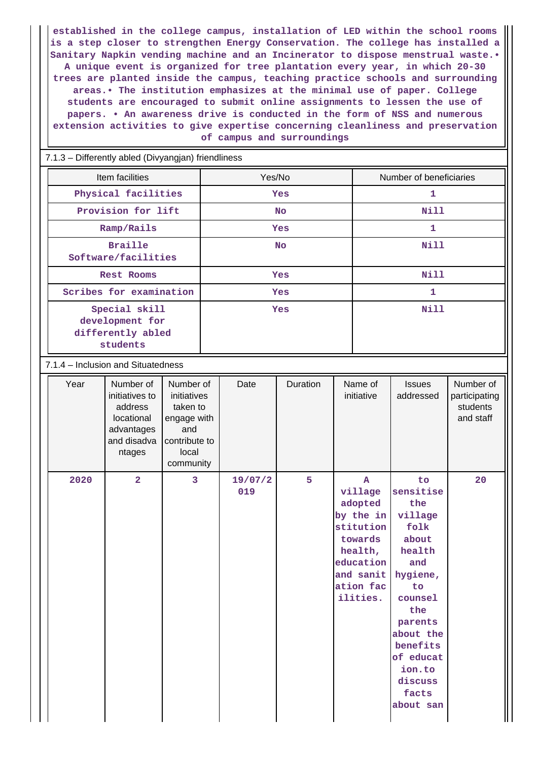established in the college campus, installation of LED within the school rooms is a step closer to strengthen Energy Conservation. The college has installed a Sanitary Napkin vending machine and an Incinerator to dispose menstrual waste.• A unique event is organized for tree plantation every year, in which 20-30 trees are planted inside the campus, teaching practice schools and surrounding areas.• The institution emphasizes at the minimal use of paper. College students are encouraged to submit online assignments to lessen the use of papers. • An awareness drive is conducted in the form of NSS and numerous extension activities to give expertise concerning cleanliness and preservation of campus and surroundings

7.1.3 – Differently abled (Divyangjan) friendliness

| Item facilities | Yes/No | Number of beneficiaries |
|---|---|---|
| Physical facilities | Yes | 1 |
| Provision for lift | No | Nill |
| Ramp/Rails | Yes | 1 |
| Braille Software/facilities | No | Nill |
| Rest Rooms | Yes | Nill |
| Scribes for examination | Yes | 1 |
| Special skill development for differently abled students | Yes | Nill |

7.1.4 – Inclusion and Situatedness

| Year | Number of initiatives to address locational advantages and disadvantages | Number of initiatives taken to engage with and contribute to local community | Date | Duration | Name of initiative | Issues addressed | Number of participating students and staff |
|---|---|---|---|---|---|---|---|
| 2020 | 2 | 3 | 19/07/2019 | 5 | A village adopted by the institution towards health, education and sanitation facilities. | to sensitise the village folk about health and hygiene, to counsel the parents about the benefits of education.to discuss facts about san | 20 |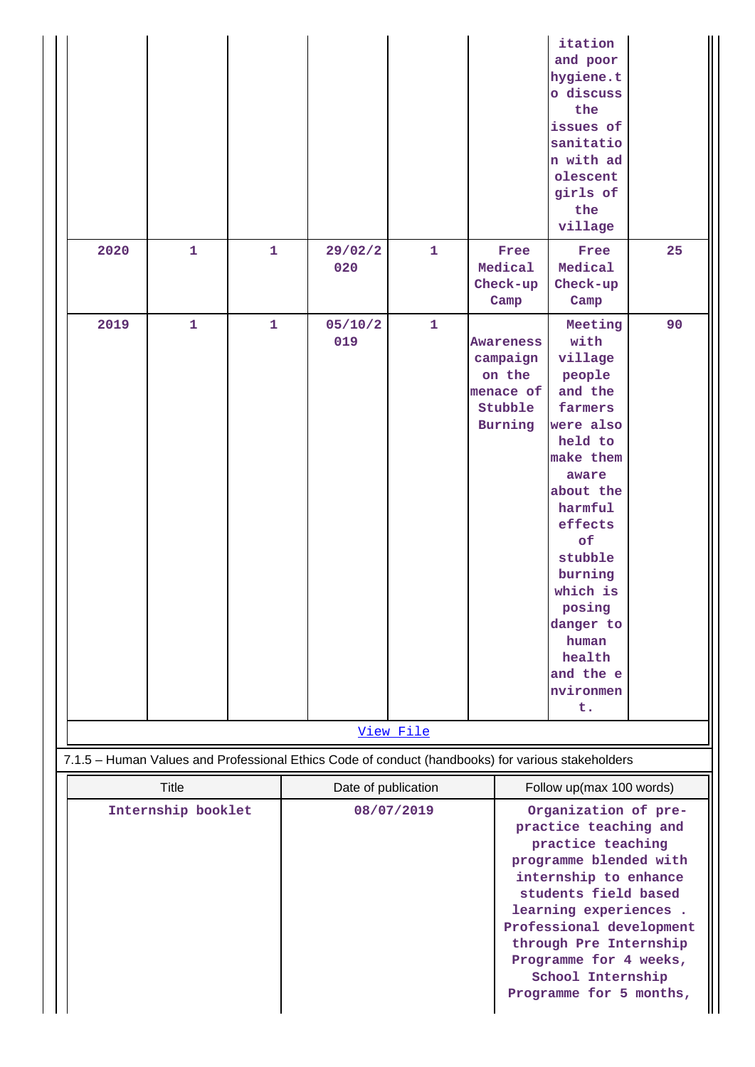| | | | | | | | |
|---|---|---|---|---|---|---|---|
| | | | | | | itation and poor hygiene.to discuss the issues of sanitation with adolescent girls of the village | |
| 2020 | 1 | 1 | 29/02/2020 | 1 | Free Medical Check-up Camp | Free Medical Check-up Camp | 25 |
| 2019 | 1 | 1 | 05/10/2019 | 1 | Awareness campaign on the menace of Stubble Burning | Meeting with village people and the farmers were also held to make them aware about the harmful effects of stubble burning which is posing danger to human health and the environment. | 90 |

[View File]

7.1.5 – Human Values and Professional Ethics Code of conduct (handbooks) for various stakeholders

| Title | Date of publication | Follow up(max 100 words) |
|---|---|---|
| Internship booklet | 08/07/2019 | Organization of pre-practice teaching and practice teaching programme blended with internship to enhance students field based learning experiences . Professional development through Pre Internship Programme for 4 weeks, School Internship Programme for 5 months, |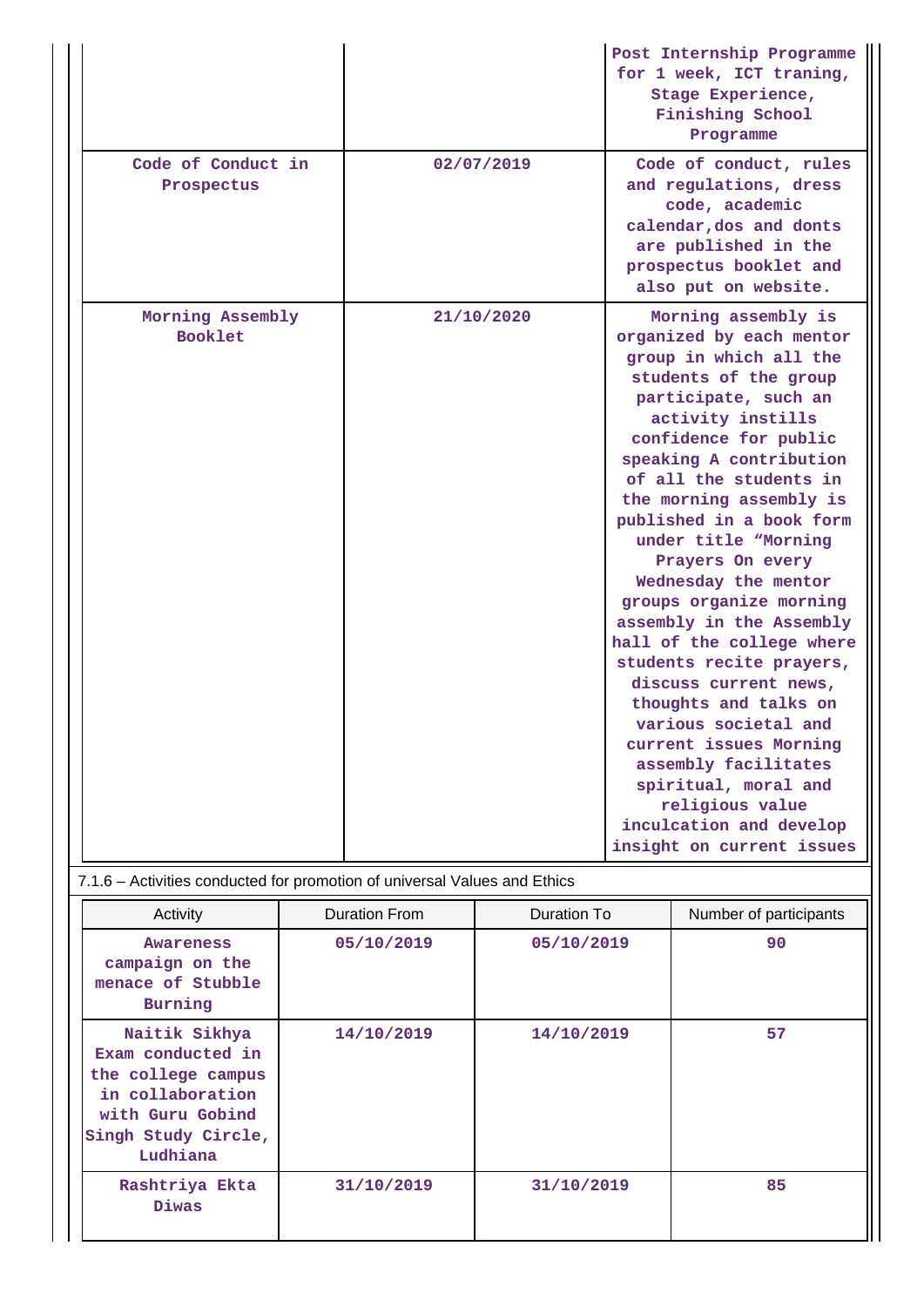| | | |
|---|---|---|
| | | Post Internship Programme for 1 week, ICT traning, Stage Experience, Finishing School Programme |
| Code of Conduct in Prospectus | 02/07/2019 | Code of conduct, rules and regulations, dress code, academic calendar,dos and donts are published in the prospectus booklet and also put on website. |
| Morning Assembly Booklet | 21/10/2020 | Morning assembly is organized by each mentor group in which all the students of the group participate, such an activity instills confidence for public speaking A contribution of all the students in the morning assembly is published in a book form under title "Morning Prayers On every Wednesday the mentor groups organize morning assembly in the Assembly hall of the college where students recite prayers, discuss current news, thoughts and talks on various societal and current issues Morning assembly facilitates spiritual, moral and religious value inculcation and develop insight on current issues |

7.1.6 – Activities conducted for promotion of universal Values and Ethics

| Activity | Duration From | Duration To | Number of participants |
|---|---|---|---|
| Awareness campaign on the menace of Stubble Burning | 05/10/2019 | 05/10/2019 | 90 |
| Naitik Sikhya Exam conducted in the college campus in collaboration with Guru Gobind Singh Study Circle, Ludhiana | 14/10/2019 | 14/10/2019 | 57 |
| Rashtriya Ekta Diwas | 31/10/2019 | 31/10/2019 | 85 |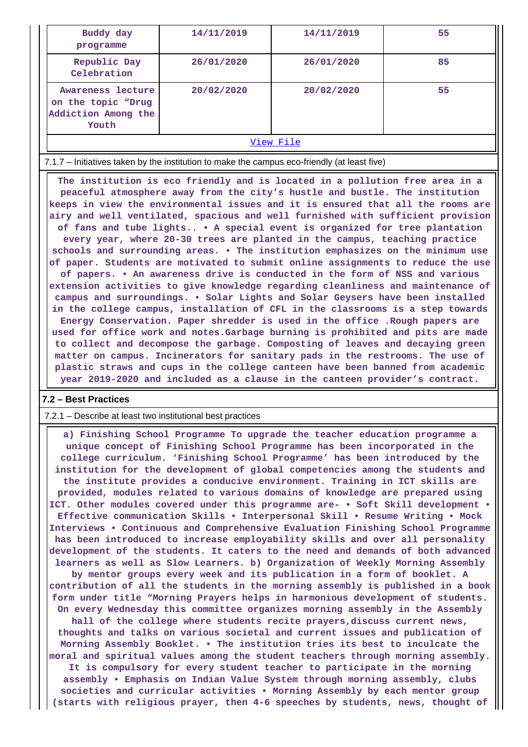| Buddy day programme | 14/11/2019 | 14/11/2019 | 55 |
|---|---|---|---|
| Republic Day Celebration | 26/01/2020 | 26/01/2020 | 85 |
| Awareness lecture on the topic "Drug Addiction Among the Youth | 20/02/2020 | 20/02/2020 | 55 |

View File

7.1.7 – Initiatives taken by the institution to make the campus eco-friendly (at least five)

The institution is eco friendly and is located in a pollution free area in a peaceful atmosphere away from the city's hustle and bustle. The institution keeps in view the environmental issues and it is ensured that all the rooms are airy and well ventilated, spacious and well furnished with sufficient provision of fans and tube lights.. • A special event is organized for tree plantation every year, where 20-30 trees are planted in the campus, teaching practice schools and surrounding areas. • The institution emphasizes on the minimum use of paper. Students are motivated to submit online assignments to reduce the use of papers. • An awareness drive is conducted in the form of NSS and various extension activities to give knowledge regarding cleanliness and maintenance of campus and surroundings. • Solar Lights and Solar Geysers have been installed in the college campus, installation of CFL in the classrooms is a step towards Energy Conservation. Paper shredder is used in the office .Rough papers are used for office work and notes.Garbage burning is prohibited and pits are made to collect and decompose the garbage. Composting of leaves and decaying green matter on campus. Incinerators for sanitary pads in the restrooms. The use of plastic straws and cups in the college canteen have been banned from academic year 2019-2020 and included as a clause in the canteen provider's contract.

**7.2 – Best Practices**

7.2.1 – Describe at least two institutional best practices

a) Finishing School Programme To upgrade the teacher education programme a unique concept of Finishing School Programme has been incorporated in the college curriculum. 'Finishing School Programme' has been introduced by the institution for the development of global competencies among the students and the institute provides a conducive environment. Training in ICT skills are provided, modules related to various domains of knowledge are prepared using ICT. Other modules covered under this programme are- • Soft Skill development • Effective communication Skills • Interpersonal Skill • Resume Writing • Mock Interviews • Continuous and Comprehensive Evaluation Finishing School Programme has been introduced to increase employability skills and over all personality development of the students. It caters to the need and demands of both advanced learners as well as Slow Learners. b) Organization of Weekly Morning Assembly by mentor groups every week and its publication in a form of booklet. A contribution of all the students in the morning assembly is published in a book form under title "Morning Prayers helps in harmonious development of students. On every Wednesday this committee organizes morning assembly in the Assembly hall of the college where students recite prayers,discuss current news, thoughts and talks on various societal and current issues and publication of Morning Assembly Booklet. • The institution tries its best to inculcate the moral and spiritual values among the student teachers through morning assembly. It is compulsory for every student teacher to participate in the morning assembly • Emphasis on Indian Value System through morning assembly, clubs societies and curricular activities • Morning Assembly by each mentor group (starts with religious prayer, then 4-6 speeches by students, news, thought of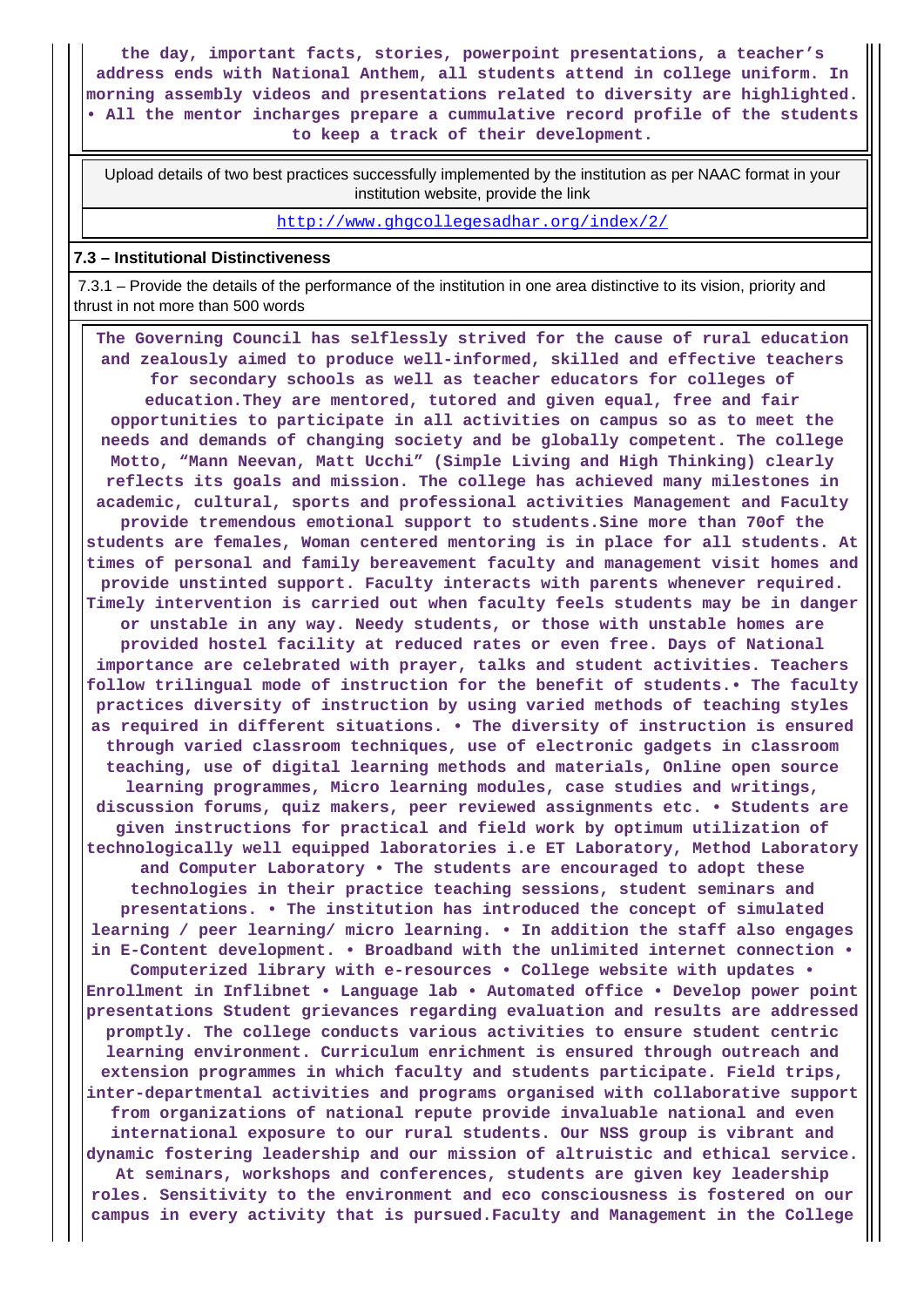**the day, important facts, stories, powerpoint presentations, a teacher's address ends with National Anthem, all students attend in college uniform. In morning assembly videos and presentations related to diversity are highlighted. • All the mentor incharges prepare a cummulative record profile of the students to keep a track of their development.**

| Upload details of two best practices successfully implemented by the institution as per NAAC format in your institution website, provide the link |
|---|
| http://www.ghgcollegesadhar.org/index/2/ |

### 7.3 – Institutional Distinctiveness

7.3.1 – Provide the details of the performance of the institution in one area distinctive to its vision, priority and thrust in not more than 500 words

**The Governing Council has selflessly strived for the cause of rural education and zealously aimed to produce well-informed, skilled and effective teachers for secondary schools as well as teacher educators for colleges of education.They are mentored, tutored and given equal, free and fair opportunities to participate in all activities on campus so as to meet the needs and demands of changing society and be globally competent. The college Motto, "Mann Neevan, Matt Ucchi" (Simple Living and High Thinking) clearly reflects its goals and mission. The college has achieved many milestones in academic, cultural, sports and professional activities Management and Faculty provide tremendous emotional support to students.Sine more than 70of the students are females, Woman centered mentoring is in place for all students. At times of personal and family bereavement faculty and management visit homes and provide unstinted support. Faculty interacts with parents whenever required. Timely intervention is carried out when faculty feels students may be in danger or unstable in any way. Needy students, or those with unstable homes are provided hostel facility at reduced rates or even free. Days of National importance are celebrated with prayer, talks and student activities. Teachers follow trilingual mode of instruction for the benefit of students.• The faculty practices diversity of instruction by using varied methods of teaching styles as required in different situations. • The diversity of instruction is ensured through varied classroom techniques, use of electronic gadgets in classroom teaching, use of digital learning methods and materials, Online open source learning programmes, Micro learning modules, case studies and writings, discussion forums, quiz makers, peer reviewed assignments etc. • Students are given instructions for practical and field work by optimum utilization of technologically well equipped laboratories i.e ET Laboratory, Method Laboratory and Computer Laboratory • The students are encouraged to adopt these technologies in their practice teaching sessions, student seminars and presentations. • The institution has introduced the concept of simulated learning / peer learning/ micro learning. • In addition the staff also engages in E-Content development. • Broadband with the unlimited internet connection • Computerized library with e-resources • College website with updates • Enrollment in Inflibnet • Language lab • Automated office • Develop power point presentations Student grievances regarding evaluation and results are addressed promptly. The college conducts various activities to ensure student centric learning environment. Curriculum enrichment is ensured through outreach and extension programmes in which faculty and students participate. Field trips, inter-departmental activities and programs organised with collaborative support from organizations of national repute provide invaluable national and even international exposure to our rural students. Our NSS group is vibrant and dynamic fostering leadership and our mission of altruistic and ethical service. At seminars, workshops and conferences, students are given key leadership roles. Sensitivity to the environment and eco consciousness is fostered on our campus in every activity that is pursued.Faculty and Management in the College**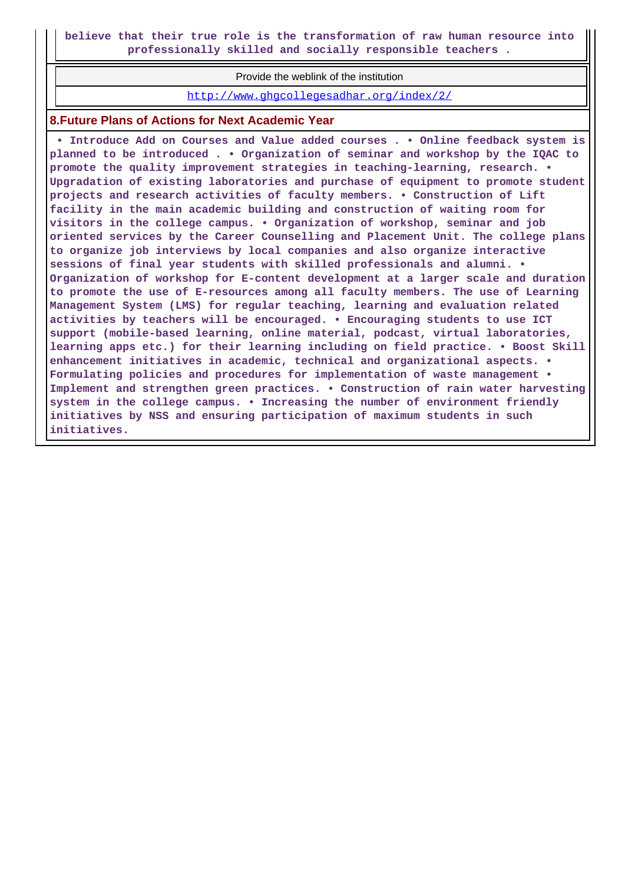**believe that their true role is the transformation of raw human resource into professionally skilled and socially responsible teachers .**

| Provide the weblink of the institution |
|---|
| http://www.ghgcollegesadhar.org/index/2/ |

## 8.Future Plans of Actions for Next Academic Year

**• Introduce Add on Courses and Value added courses . • Online feedback system is planned to be introduced . • Organization of seminar and workshop by the IQAC to promote the quality improvement strategies in teaching-learning, research. • Upgradation of existing laboratories and purchase of equipment to promote student projects and research activities of faculty members. • Construction of Lift facility in the main academic building and construction of waiting room for visitors in the college campus. • Organization of workshop, seminar and job oriented services by the Career Counselling and Placement Unit. The college plans to organize job interviews by local companies and also organize interactive sessions of final year students with skilled professionals and alumni. • Organization of workshop for E-content development at a larger scale and duration to promote the use of E-resources among all faculty members. The use of Learning Management System (LMS) for regular teaching, learning and evaluation related activities by teachers will be encouraged. • Encouraging students to use ICT support (mobile-based learning, online material, podcast, virtual laboratories, learning apps etc.) for their learning including on field practice. • Boost Skill enhancement initiatives in academic, technical and organizational aspects. • Formulating policies and procedures for implementation of waste management • Implement and strengthen green practices. • Construction of rain water harvesting system in the college campus. • Increasing the number of environment friendly initiatives by NSS and ensuring participation of maximum students in such initiatives.**